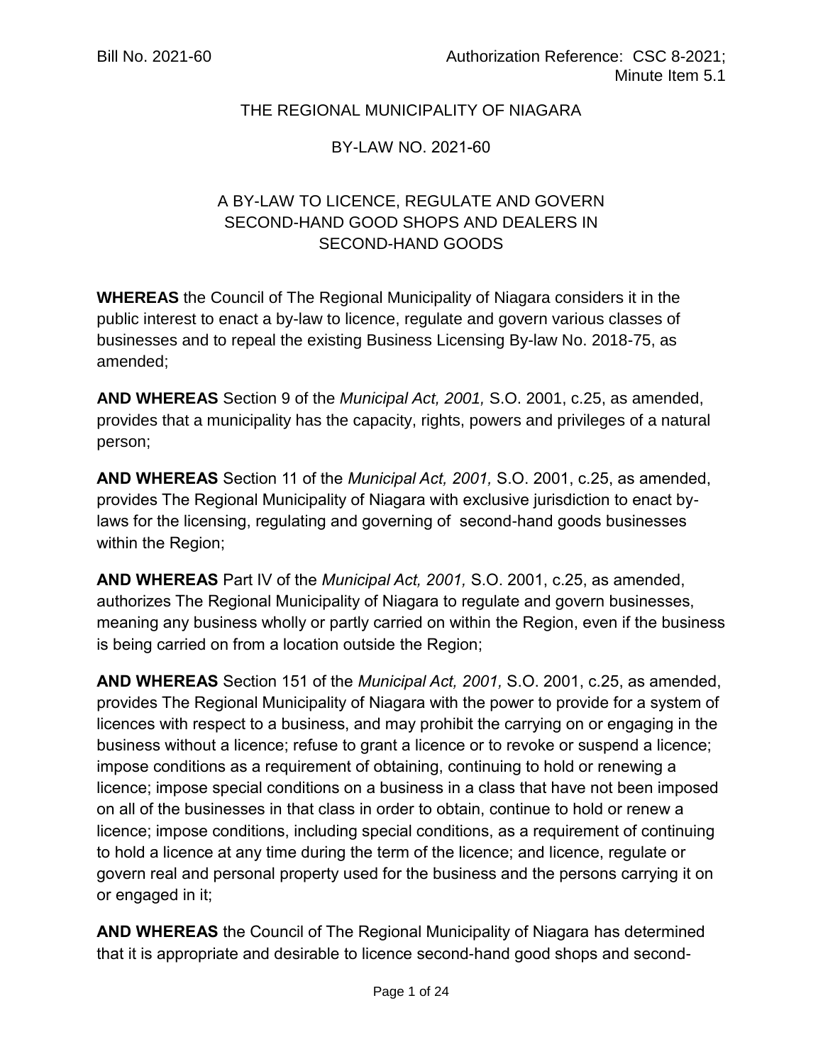Bill No. 2021-60 Authorization Reference: CSC 8-2021; Minute Item 5.1

THE REGIONAL MUNICIPALITY OF NIAGARA

BY-LAW NO. 2021-60

A BY-LAW TO LICENCE, REGULATE AND GOVERN SECOND-HAND GOOD SHOPS AND DEALERS IN SECOND-HAND GOODS

**WHEREAS** the Council of The Regional Municipality of Niagara considers it in the public interest to enact a by-law to licence, regulate and govern various classes of businesses and to repeal the existing Business Licensing By-law No. 2018-75, as amended;

**AND WHEREAS** Section 9 of the *Municipal Act, 2001,* S.O. 2001, c.25, as amended, provides that a municipality has the capacity, rights, powers and privileges of a natural person;

**AND WHEREAS** Section 11 of the *Municipal Act, 2001,* S.O. 2001, c.25, as amended, provides The Regional Municipality of Niagara with exclusive jurisdiction to enact by-laws for the licensing, regulating and governing of second-hand goods businesses within the Region;

**AND WHEREAS** Part IV of the *Municipal Act, 2001,* S.O. 2001, c.25, as amended, authorizes The Regional Municipality of Niagara to regulate and govern businesses, meaning any business wholly or partly carried on within the Region, even if the business is being carried on from a location outside the Region;

**AND WHEREAS** Section 151 of the *Municipal Act, 2001,* S.O. 2001, c.25, as amended, provides The Regional Municipality of Niagara with the power to provide for a system of licences with respect to a business, and may prohibit the carrying on or engaging in the business without a licence; refuse to grant a licence or to revoke or suspend a licence; impose conditions as a requirement of obtaining, continuing to hold or renewing a licence; impose special conditions on a business in a class that have not been imposed on all of the businesses in that class in order to obtain, continue to hold or renew a licence; impose conditions, including special conditions, as a requirement of continuing to hold a licence at any time during the term of the licence; and licence, regulate or govern real and personal property used for the business and the persons carrying it on or engaged in it;

**AND WHEREAS** the Council of The Regional Municipality of Niagara has determined that it is appropriate and desirable to licence second-hand good shops and second-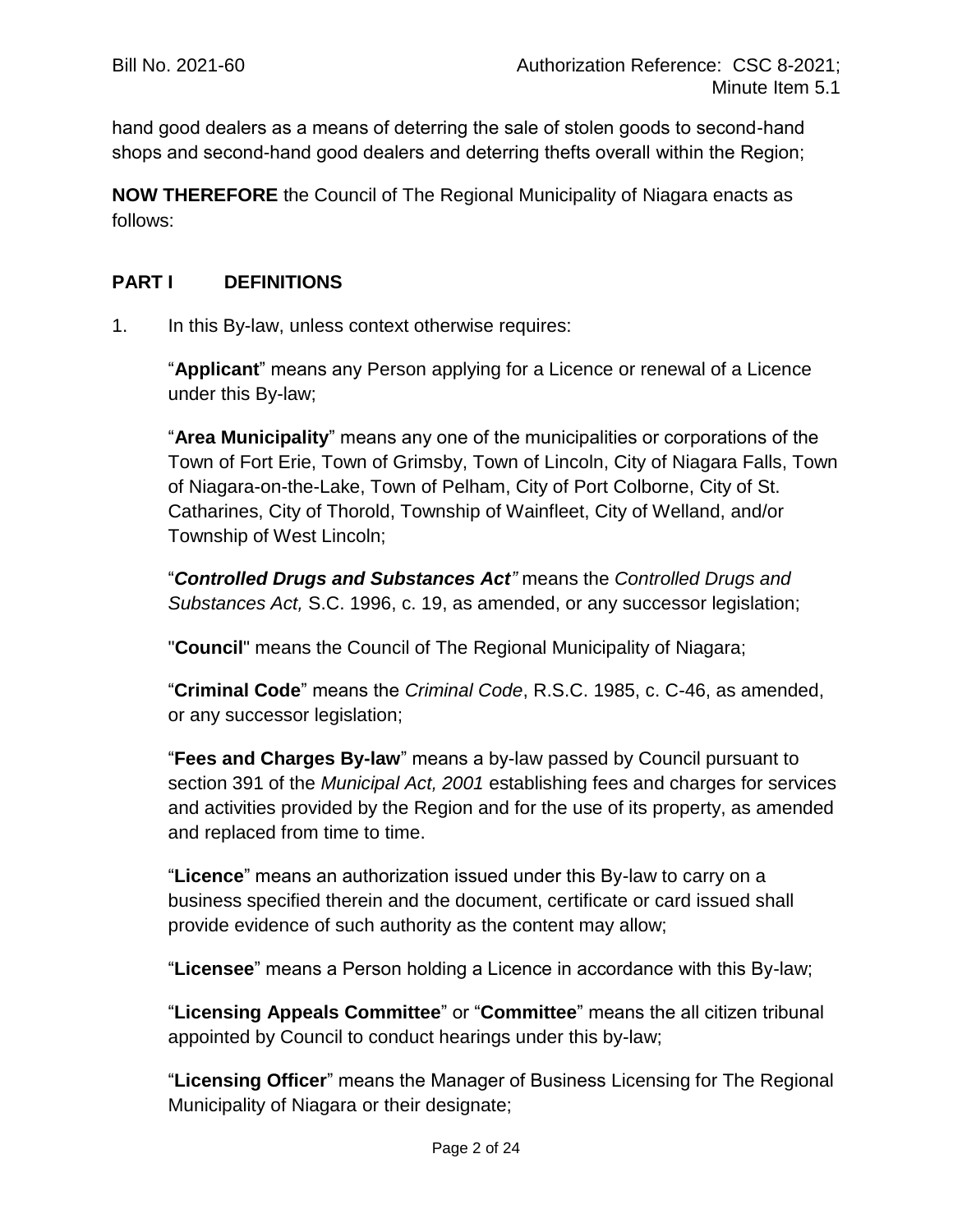hand good dealers as a means of deterring the sale of stolen goods to second-hand shops and second-hand good dealers and deterring thefts overall within the Region;

**NOW THEREFORE** the Council of The Regional Municipality of Niagara enacts as follows:

## PART I DEFINITIONS

1. In this By-law, unless context otherwise requires:

   "**Applicant**" means any Person applying for a Licence or renewal of a Licence under this By-law;

   "**Area Municipality**" means any one of the municipalities or corporations of the Town of Fort Erie, Town of Grimsby, Town of Lincoln, City of Niagara Falls, Town of Niagara-on-the-Lake, Town of Pelham, City of Port Colborne, City of St. Catharines, City of Thorold, Township of Wainfleet, City of Welland, and/or Township of West Lincoln;

   "***Controlled Drugs and Substances Act"*** means the *Controlled Drugs and Substances Act,* S.C. 1996, c. 19, as amended, or any successor legislation;

   "**Council**" means the Council of The Regional Municipality of Niagara;

   "**Criminal Code**" means the *Criminal Code*, R.S.C. 1985, c. C-46, as amended, or any successor legislation;

   "**Fees and Charges By-law**" means a by-law passed by Council pursuant to section 391 of the *Municipal Act, 2001* establishing fees and charges for services and activities provided by the Region and for the use of its property, as amended and replaced from time to time.

   "**Licence**" means an authorization issued under this By-law to carry on a business specified therein and the document, certificate or card issued shall provide evidence of such authority as the content may allow;

   "**Licensee**" means a Person holding a Licence in accordance with this By-law;

   "**Licensing Appeals Committee**" or "**Committee**" means the all citizen tribunal appointed by Council to conduct hearings under this by-law;

   "**Licensing Officer**" means the Manager of Business Licensing for The Regional Municipality of Niagara or their designate;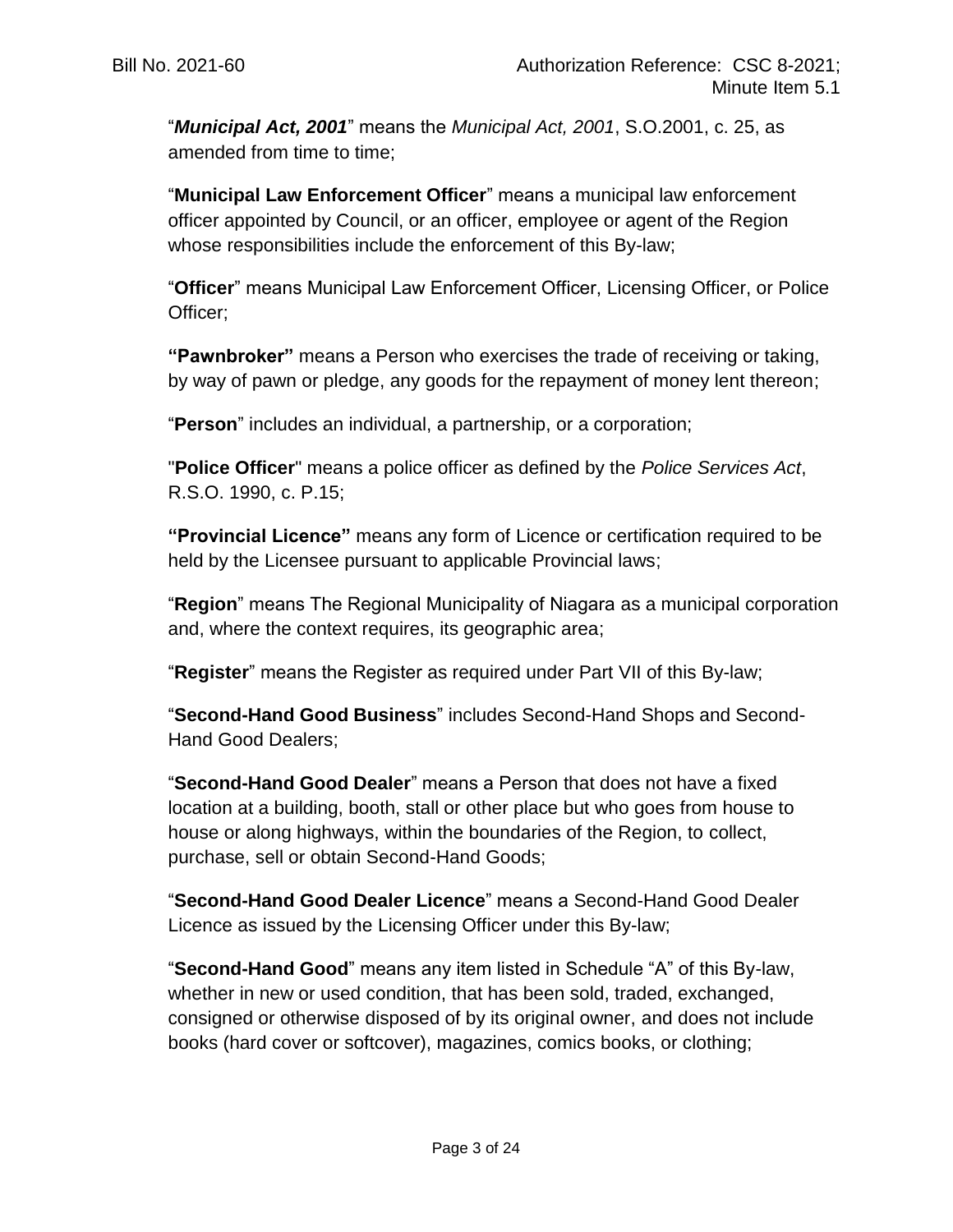"***Municipal Act, 2001***" means the *Municipal Act, 2001*, S.O.2001, c. 25, as amended from time to time;

"**Municipal Law Enforcement Officer**" means a municipal law enforcement officer appointed by Council, or an officer, employee or agent of the Region whose responsibilities include the enforcement of this By-law;

"**Officer**" means Municipal Law Enforcement Officer, Licensing Officer, or Police Officer;

**"Pawnbroker"** means a Person who exercises the trade of receiving or taking, by way of pawn or pledge, any goods for the repayment of money lent thereon;

"**Person**" includes an individual, a partnership, or a corporation;

"**Police Officer**" means a police officer as defined by the *Police Services Act*, R.S.O. 1990, c. P.15;

**"Provincial Licence"** means any form of Licence or certification required to be held by the Licensee pursuant to applicable Provincial laws;

"**Region**" means The Regional Municipality of Niagara as a municipal corporation and, where the context requires, its geographic area;

"**Register**" means the Register as required under Part VII of this By-law;

"**Second-Hand Good Business**" includes Second-Hand Shops and Second-Hand Good Dealers;

"**Second-Hand Good Dealer**" means a Person that does not have a fixed location at a building, booth, stall or other place but who goes from house to house or along highways, within the boundaries of the Region, to collect, purchase, sell or obtain Second-Hand Goods;

"**Second-Hand Good Dealer Licence**" means a Second-Hand Good Dealer Licence as issued by the Licensing Officer under this By-law;

"**Second-Hand Good**" means any item listed in Schedule "A" of this By-law, whether in new or used condition, that has been sold, traded, exchanged, consigned or otherwise disposed of by its original owner, and does not include books (hard cover or softcover), magazines, comics books, or clothing;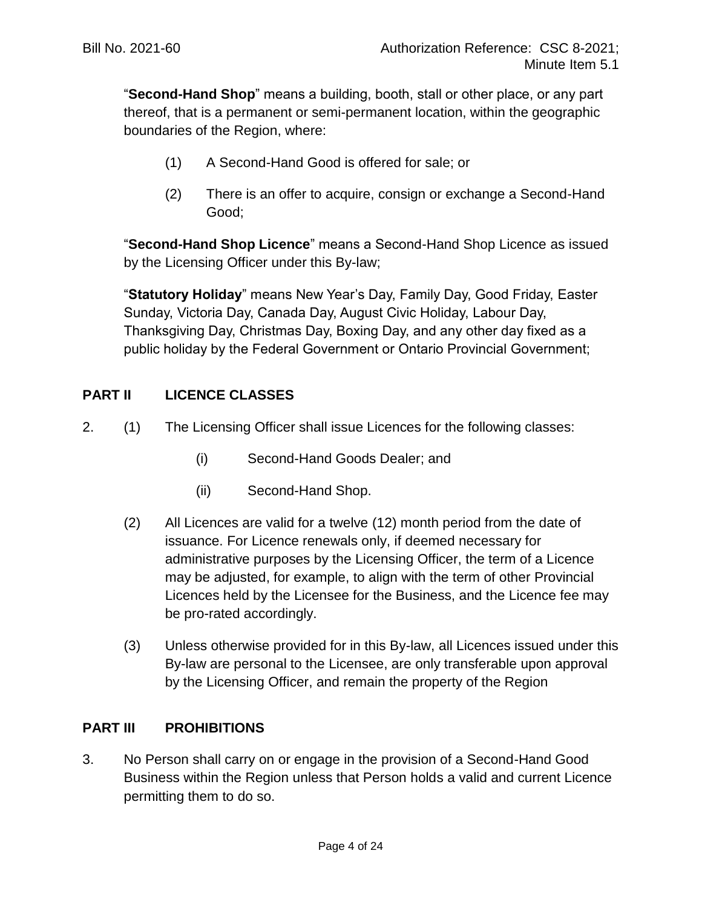"**Second-Hand Shop**" means a building, booth, stall or other place, or any part thereof, that is a permanent or semi-permanent location, within the geographic boundaries of the Region, where:

(1) A Second-Hand Good is offered for sale; or

(2) There is an offer to acquire, consign or exchange a Second-Hand Good;

"**Second-Hand Shop Licence**" means a Second-Hand Shop Licence as issued by the Licensing Officer under this By-law;

"**Statutory Holiday**" means New Year's Day, Family Day, Good Friday, Easter Sunday, Victoria Day, Canada Day, August Civic Holiday, Labour Day, Thanksgiving Day, Christmas Day, Boxing Day, and any other day fixed as a public holiday by the Federal Government or Ontario Provincial Government;

## PART II LICENCE CLASSES

2. (1) The Licensing Officer shall issue Licences for the following classes:

   (i) Second-Hand Goods Dealer; and

   (ii) Second-Hand Shop.

   (2) All Licences are valid for a twelve (12) month period from the date of issuance. For Licence renewals only, if deemed necessary for administrative purposes by the Licensing Officer, the term of a Licence may be adjusted, for example, to align with the term of other Provincial Licences held by the Licensee for the Business, and the Licence fee may be pro-rated accordingly.

   (3) Unless otherwise provided for in this By-law, all Licences issued under this By-law are personal to the Licensee, are only transferable upon approval by the Licensing Officer, and remain the property of the Region

## PART III PROHIBITIONS

3. No Person shall carry on or engage in the provision of a Second-Hand Good Business within the Region unless that Person holds a valid and current Licence permitting them to do so.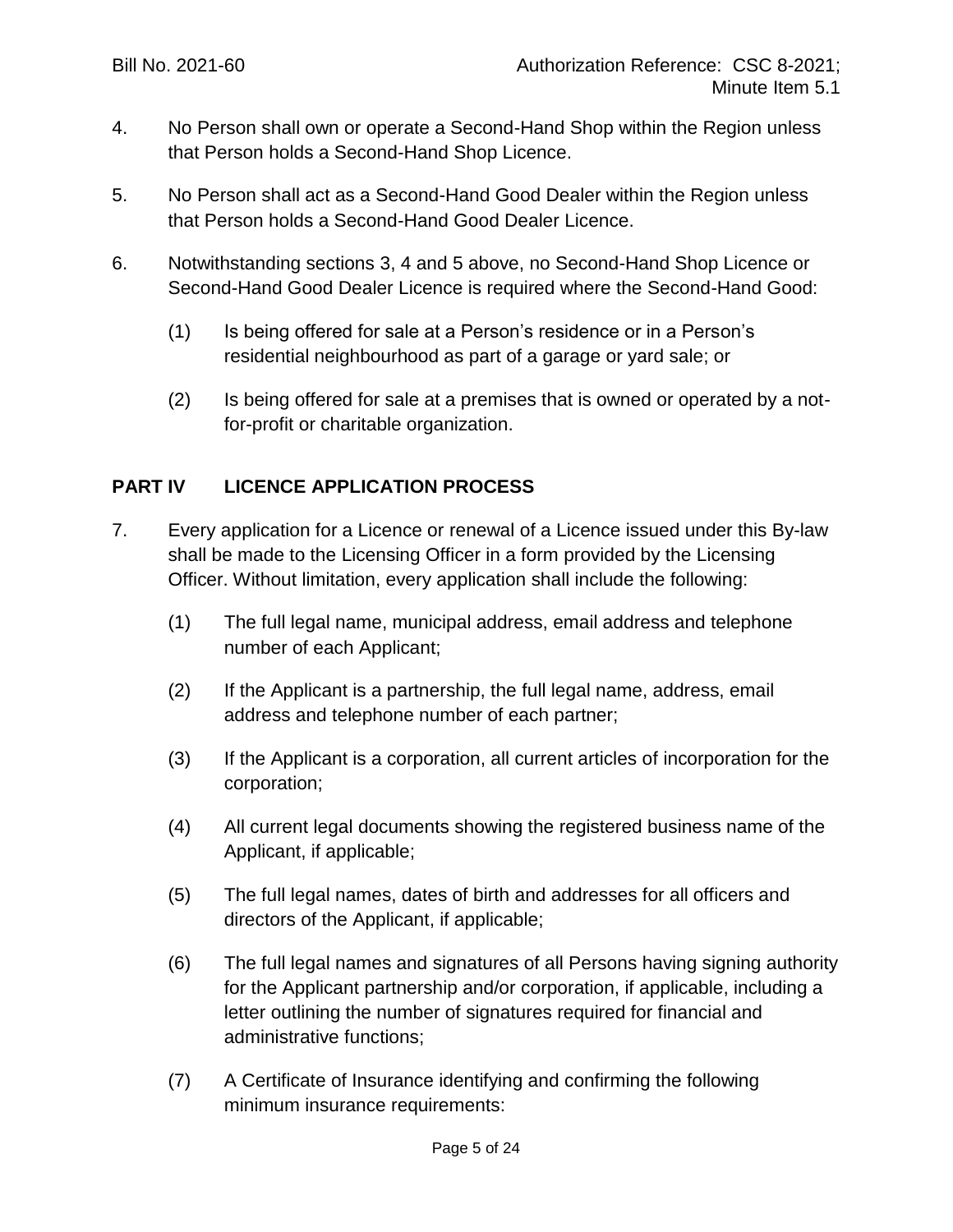4. No Person shall own or operate a Second-Hand Shop within the Region unless that Person holds a Second-Hand Shop Licence.

5. No Person shall act as a Second-Hand Good Dealer within the Region unless that Person holds a Second-Hand Good Dealer Licence.

6. Notwithstanding sections 3, 4 and 5 above, no Second-Hand Shop Licence or Second-Hand Good Dealer Licence is required where the Second-Hand Good:

   (1) Is being offered for sale at a Person's residence or in a Person's residential neighbourhood as part of a garage or yard sale; or

   (2) Is being offered for sale at a premises that is owned or operated by a not-for-profit or charitable organization.

## PART IV LICENCE APPLICATION PROCESS

7. Every application for a Licence or renewal of a Licence issued under this By-law shall be made to the Licensing Officer in a form provided by the Licensing Officer. Without limitation, every application shall include the following:

   (1) The full legal name, municipal address, email address and telephone number of each Applicant;

   (2) If the Applicant is a partnership, the full legal name, address, email address and telephone number of each partner;

   (3) If the Applicant is a corporation, all current articles of incorporation for the corporation;

   (4) All current legal documents showing the registered business name of the Applicant, if applicable;

   (5) The full legal names, dates of birth and addresses for all officers and directors of the Applicant, if applicable;

   (6) The full legal names and signatures of all Persons having signing authority for the Applicant partnership and/or corporation, if applicable, including a letter outlining the number of signatures required for financial and administrative functions;

   (7) A Certificate of Insurance identifying and confirming the following minimum insurance requirements: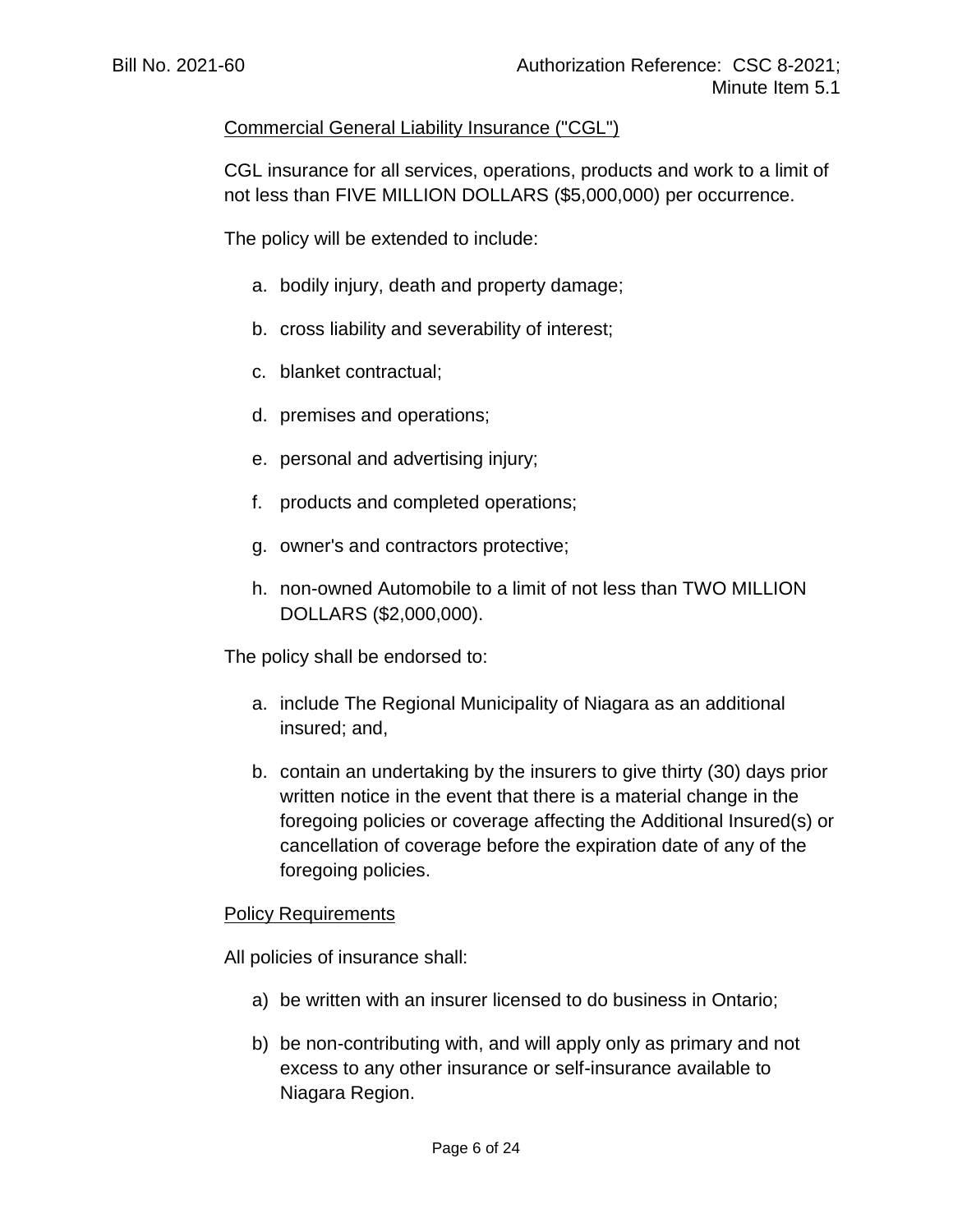Commercial General Liability Insurance ("CGL")

CGL insurance for all services, operations, products and work to a limit of not less than FIVE MILLION DOLLARS ($5,000,000) per occurrence.

The policy will be extended to include:

a. bodily injury, death and property damage;

b. cross liability and severability of interest;

c. blanket contractual;

d. premises and operations;

e. personal and advertising injury;

f. products and completed operations;

g. owner's and contractors protective;

h. non-owned Automobile to a limit of not less than TWO MILLION DOLLARS ($2,000,000).

The policy shall be endorsed to:

a. include The Regional Municipality of Niagara as an additional insured; and,

b. contain an undertaking by the insurers to give thirty (30) days prior written notice in the event that there is a material change in the foregoing policies or coverage affecting the Additional Insured(s) or cancellation of coverage before the expiration date of any of the foregoing policies.

Policy Requirements

All policies of insurance shall:

a) be written with an insurer licensed to do business in Ontario;

b) be non-contributing with, and will apply only as primary and not excess to any other insurance or self-insurance available to Niagara Region.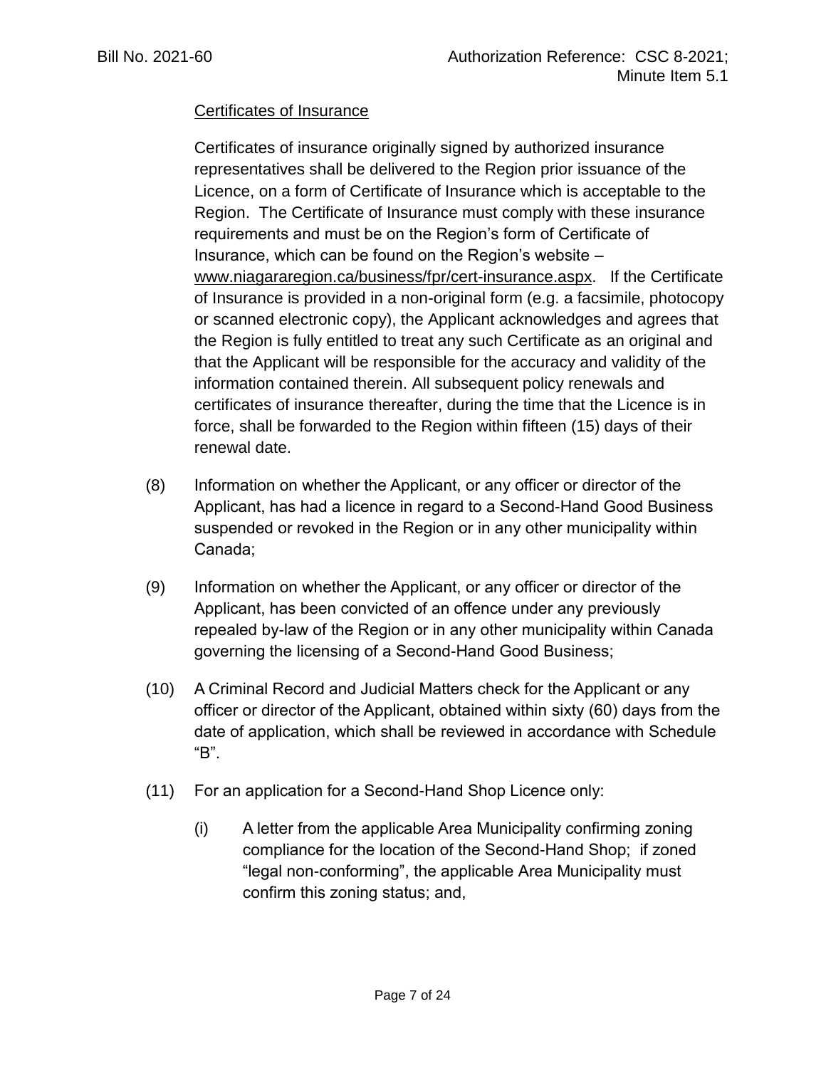Bill No. 2021-60 Authorization Reference: CSC 8-2021; Minute Item 5.1

Certificates of Insurance

Certificates of insurance originally signed by authorized insurance representatives shall be delivered to the Region prior issuance of the Licence, on a form of Certificate of Insurance which is acceptable to the Region. The Certificate of Insurance must comply with these insurance requirements and must be on the Region's form of Certificate of Insurance, which can be found on the Region's website – www.niagararegion.ca/business/fpr/cert-insurance.aspx. If the Certificate of Insurance is provided in a non-original form (e.g. a facsimile, photocopy or scanned electronic copy), the Applicant acknowledges and agrees that the Region is fully entitled to treat any such Certificate as an original and that the Applicant will be responsible for the accuracy and validity of the information contained therein. All subsequent policy renewals and certificates of insurance thereafter, during the time that the Licence is in force, shall be forwarded to the Region within fifteen (15) days of their renewal date.

(8) Information on whether the Applicant, or any officer or director of the Applicant, has had a licence in regard to a Second-Hand Good Business suspended or revoked in the Region or in any other municipality within Canada;

(9) Information on whether the Applicant, or any officer or director of the Applicant, has been convicted of an offence under any previously repealed by-law of the Region or in any other municipality within Canada governing the licensing of a Second-Hand Good Business;

(10) A Criminal Record and Judicial Matters check for the Applicant or any officer or director of the Applicant, obtained within sixty (60) days from the date of application, which shall be reviewed in accordance with Schedule "B".

(11) For an application for a Second-Hand Shop Licence only:

(i) A letter from the applicable Area Municipality confirming zoning compliance for the location of the Second-Hand Shop; if zoned "legal non-conforming", the applicable Area Municipality must confirm this zoning status; and,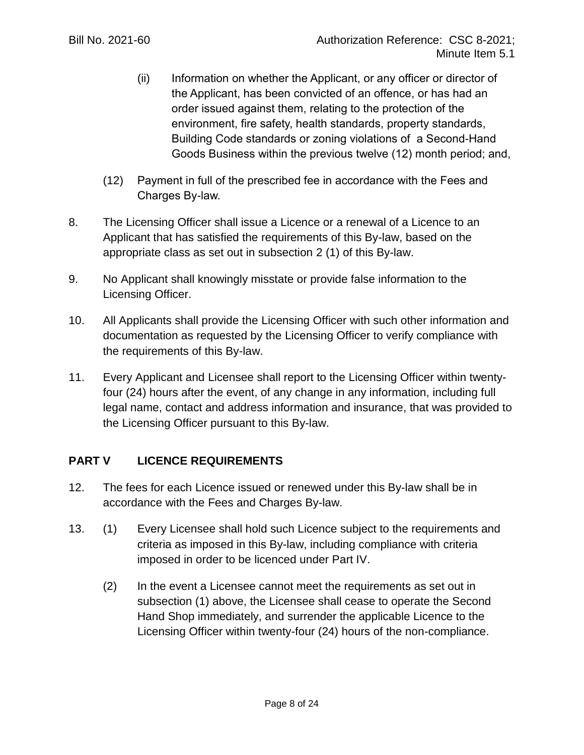(ii) Information on whether the Applicant, or any officer or director of the Applicant, has been convicted of an offence, or has had an order issued against them, relating to the protection of the environment, fire safety, health standards, property standards, Building Code standards or zoning violations of a Second-Hand Goods Business within the previous twelve (12) month period; and,

(12) Payment in full of the prescribed fee in accordance with the Fees and Charges By-law.

8. The Licensing Officer shall issue a Licence or a renewal of a Licence to an Applicant that has satisfied the requirements of this By-law, based on the appropriate class as set out in subsection 2 (1) of this By-law.

9. No Applicant shall knowingly misstate or provide false information to the Licensing Officer.

10. All Applicants shall provide the Licensing Officer with such other information and documentation as requested by the Licensing Officer to verify compliance with the requirements of this By-law.

11. Every Applicant and Licensee shall report to the Licensing Officer within twenty-four (24) hours after the event, of any change in any information, including full legal name, contact and address information and insurance, that was provided to the Licensing Officer pursuant to this By-law.

## PART V LICENCE REQUIREMENTS

12. The fees for each Licence issued or renewed under this By-law shall be in accordance with the Fees and Charges By-law.

13. (1) Every Licensee shall hold such Licence subject to the requirements and criteria as imposed in this By-law, including compliance with criteria imposed in order to be licenced under Part IV.

(2) In the event a Licensee cannot meet the requirements as set out in subsection (1) above, the Licensee shall cease to operate the Second Hand Shop immediately, and surrender the applicable Licence to the Licensing Officer within twenty-four (24) hours of the non-compliance.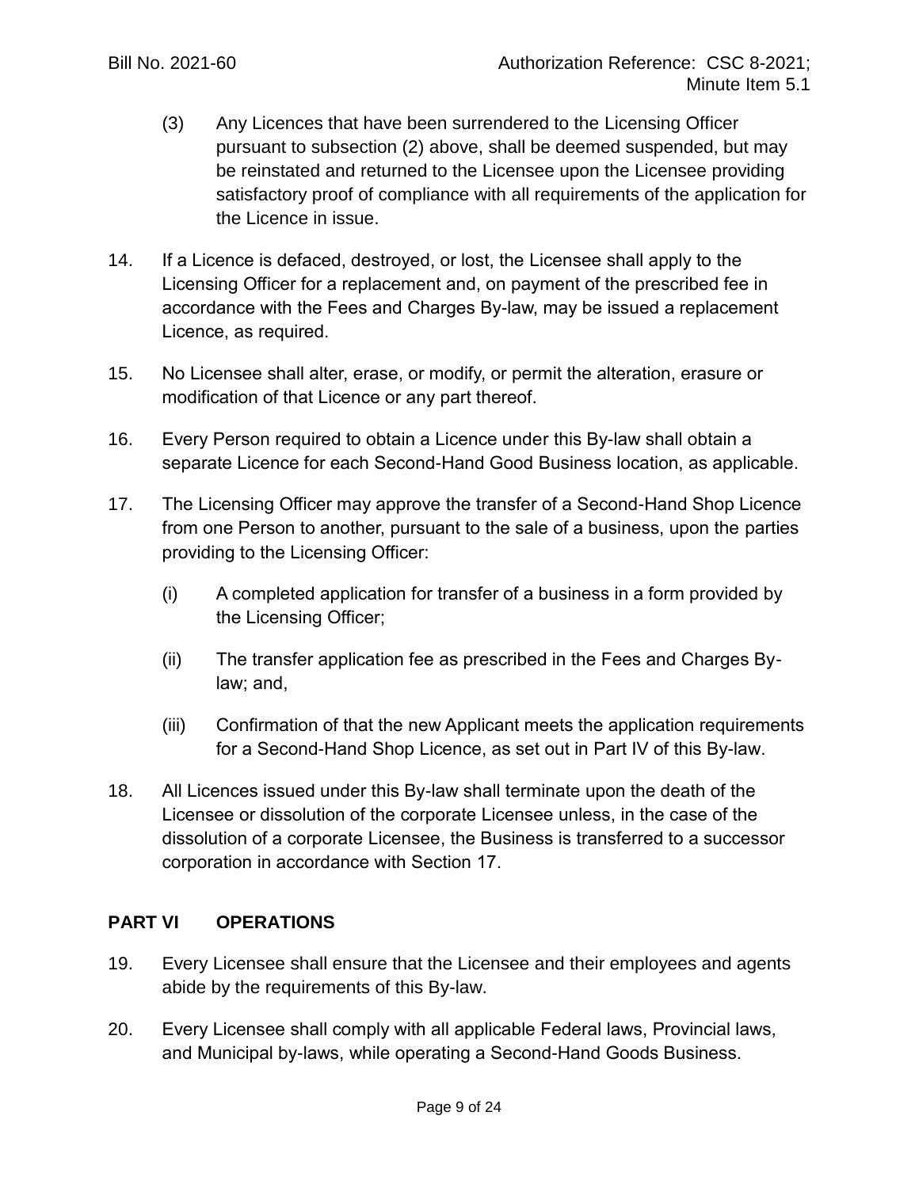(3) Any Licences that have been surrendered to the Licensing Officer pursuant to subsection (2) above, shall be deemed suspended, but may be reinstated and returned to the Licensee upon the Licensee providing satisfactory proof of compliance with all requirements of the application for the Licence in issue.

14. If a Licence is defaced, destroyed, or lost, the Licensee shall apply to the Licensing Officer for a replacement and, on payment of the prescribed fee in accordance with the Fees and Charges By-law, may be issued a replacement Licence, as required.

15. No Licensee shall alter, erase, or modify, or permit the alteration, erasure or modification of that Licence or any part thereof.

16. Every Person required to obtain a Licence under this By-law shall obtain a separate Licence for each Second-Hand Good Business location, as applicable.

17. The Licensing Officer may approve the transfer of a Second-Hand Shop Licence from one Person to another, pursuant to the sale of a business, upon the parties providing to the Licensing Officer:

    (i) A completed application for transfer of a business in a form provided by the Licensing Officer;

    (ii) The transfer application fee as prescribed in the Fees and Charges By-law; and,

    (iii) Confirmation of that the new Applicant meets the application requirements for a Second-Hand Shop Licence, as set out in Part IV of this By-law.

18. All Licences issued under this By-law shall terminate upon the death of the Licensee or dissolution of the corporate Licensee unless, in the case of the dissolution of a corporate Licensee, the Business is transferred to a successor corporation in accordance with Section 17.

## PART VI OPERATIONS

19. Every Licensee shall ensure that the Licensee and their employees and agents abide by the requirements of this By-law.

20. Every Licensee shall comply with all applicable Federal laws, Provincial laws, and Municipal by-laws, while operating a Second-Hand Goods Business.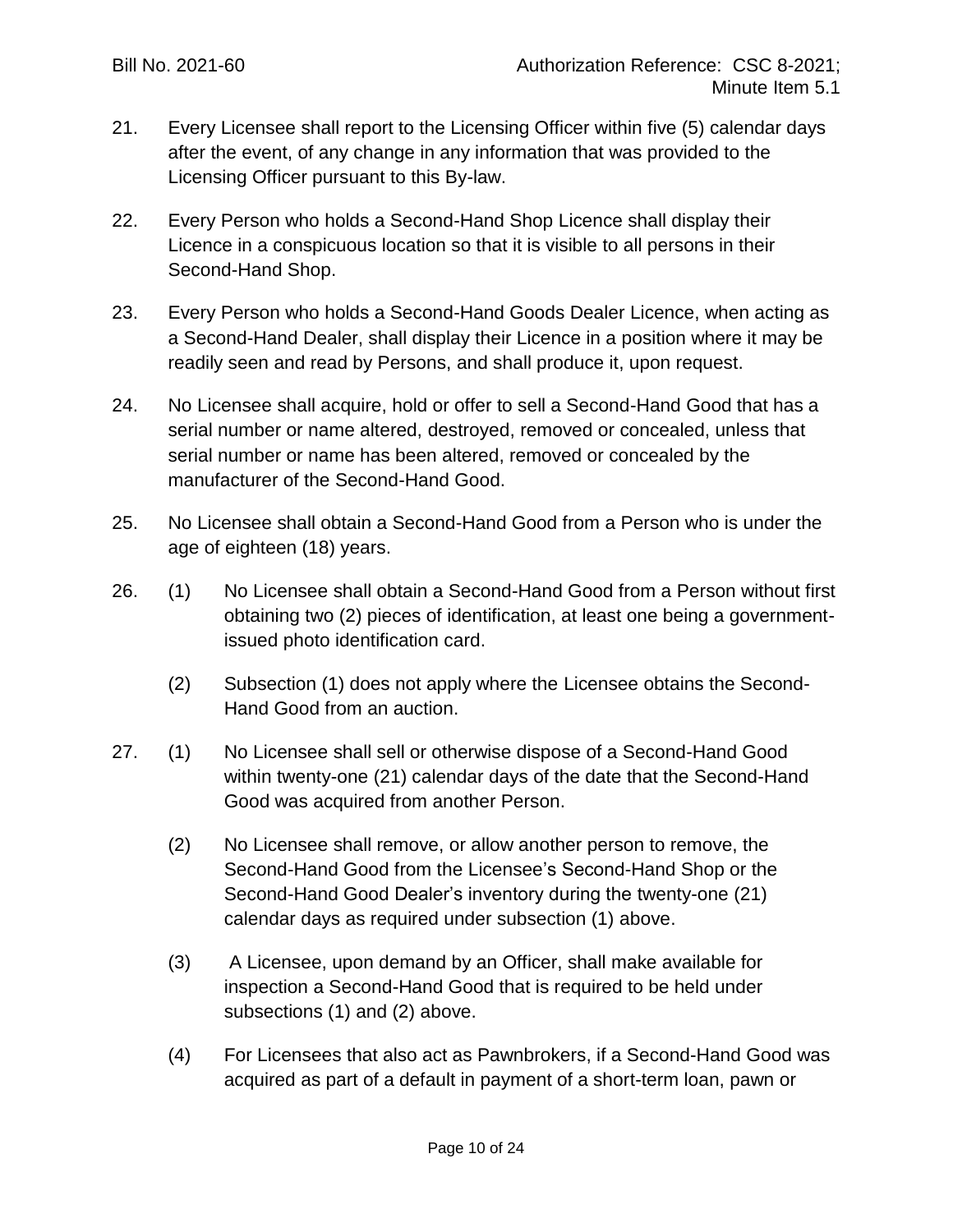21. Every Licensee shall report to the Licensing Officer within five (5) calendar days after the event, of any change in any information that was provided to the Licensing Officer pursuant to this By-law.

22. Every Person who holds a Second-Hand Shop Licence shall display their Licence in a conspicuous location so that it is visible to all persons in their Second-Hand Shop.

23. Every Person who holds a Second-Hand Goods Dealer Licence, when acting as a Second-Hand Dealer, shall display their Licence in a position where it may be readily seen and read by Persons, and shall produce it, upon request.

24. No Licensee shall acquire, hold or offer to sell a Second-Hand Good that has a serial number or name altered, destroyed, removed or concealed, unless that serial number or name has been altered, removed or concealed by the manufacturer of the Second-Hand Good.

25. No Licensee shall obtain a Second-Hand Good from a Person who is under the age of eighteen (18) years.

26. (1) No Licensee shall obtain a Second-Hand Good from a Person without first obtaining two (2) pieces of identification, at least one being a government-issued photo identification card.

    (2) Subsection (1) does not apply where the Licensee obtains the Second-Hand Good from an auction.

27. (1) No Licensee shall sell or otherwise dispose of a Second-Hand Good within twenty-one (21) calendar days of the date that the Second-Hand Good was acquired from another Person.

    (2) No Licensee shall remove, or allow another person to remove, the Second-Hand Good from the Licensee's Second-Hand Shop or the Second-Hand Good Dealer's inventory during the twenty-one (21) calendar days as required under subsection (1) above.

    (3) A Licensee, upon demand by an Officer, shall make available for inspection a Second-Hand Good that is required to be held under subsections (1) and (2) above.

    (4) For Licensees that also act as Pawnbrokers, if a Second-Hand Good was acquired as part of a default in payment of a short-term loan, pawn or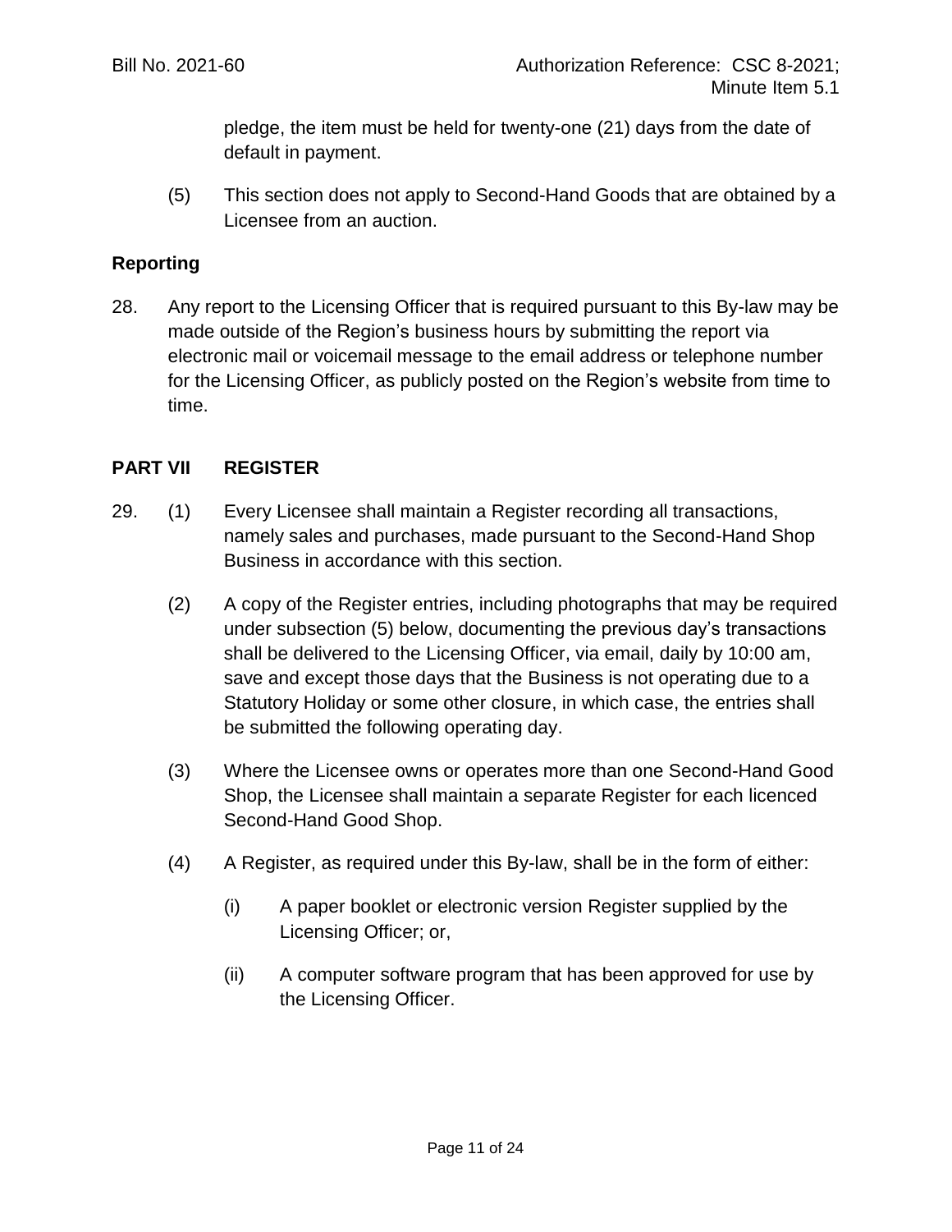pledge, the item must be held for twenty-one (21) days from the date of default in payment.

(5) This section does not apply to Second-Hand Goods that are obtained by a Licensee from an auction.

**Reporting**

28. Any report to the Licensing Officer that is required pursuant to this By-law may be made outside of the Region's business hours by submitting the report via electronic mail or voicemail message to the email address or telephone number for the Licensing Officer, as publicly posted on the Region's website from time to time.

## PART VII REGISTER

29. (1) Every Licensee shall maintain a Register recording all transactions, namely sales and purchases, made pursuant to the Second-Hand Shop Business in accordance with this section.

(2) A copy of the Register entries, including photographs that may be required under subsection (5) below, documenting the previous day's transactions shall be delivered to the Licensing Officer, via email, daily by 10:00 am, save and except those days that the Business is not operating due to a Statutory Holiday or some other closure, in which case, the entries shall be submitted the following operating day.

(3) Where the Licensee owns or operates more than one Second-Hand Good Shop, the Licensee shall maintain a separate Register for each licenced Second-Hand Good Shop.

(4) A Register, as required under this By-law, shall be in the form of either:

(i) A paper booklet or electronic version Register supplied by the Licensing Officer; or,

(ii) A computer software program that has been approved for use by the Licensing Officer.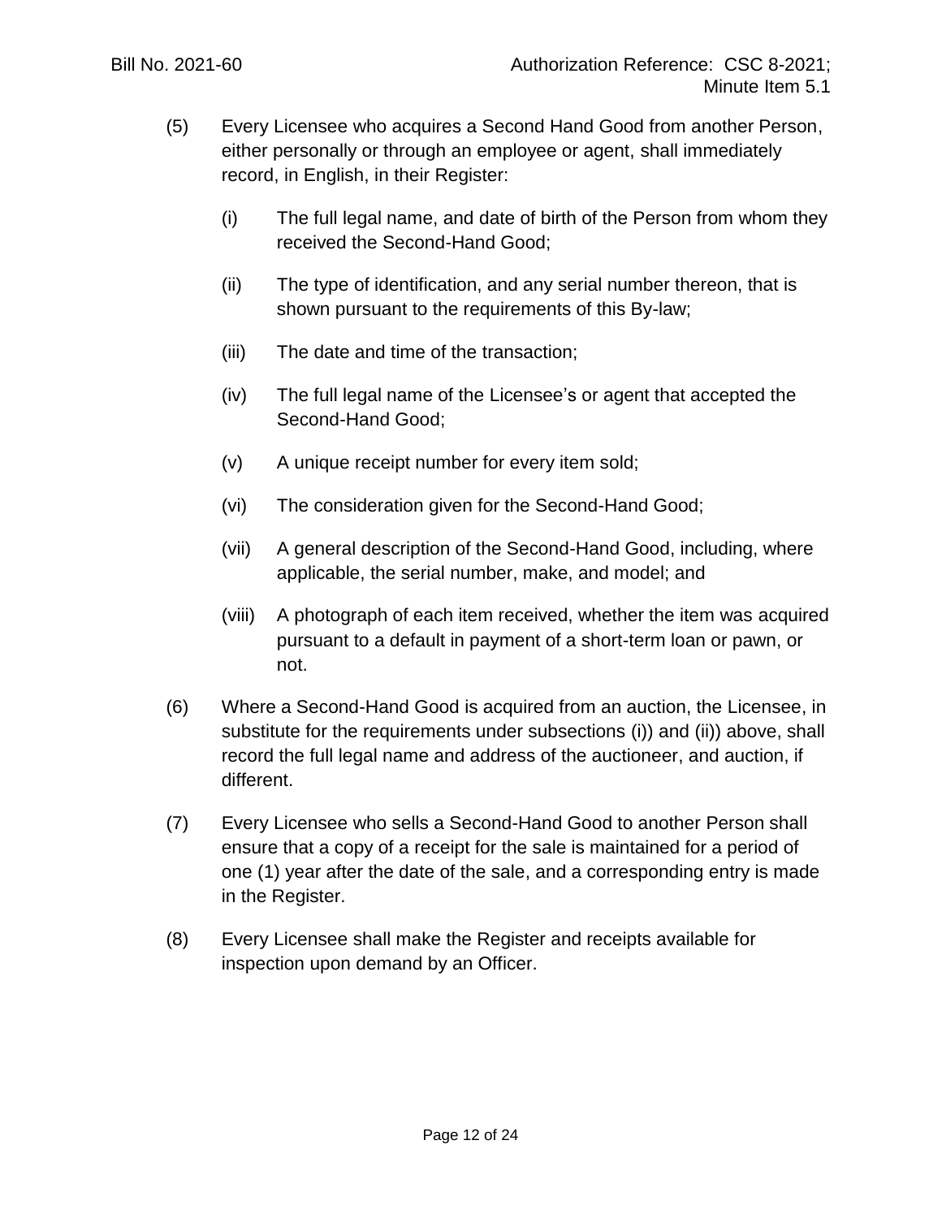(5) Every Licensee who acquires a Second Hand Good from another Person, either personally or through an employee or agent, shall immediately record, in English, in their Register:

  (i) The full legal name, and date of birth of the Person from whom they received the Second-Hand Good;

  (ii) The type of identification, and any serial number thereon, that is shown pursuant to the requirements of this By-law;

  (iii) The date and time of the transaction;

  (iv) The full legal name of the Licensee's or agent that accepted the Second-Hand Good;

  (v) A unique receipt number for every item sold;

  (vi) The consideration given for the Second-Hand Good;

  (vii) A general description of the Second-Hand Good, including, where applicable, the serial number, make, and model; and

  (viii) A photograph of each item received, whether the item was acquired pursuant to a default in payment of a short-term loan or pawn, or not.

(6) Where a Second-Hand Good is acquired from an auction, the Licensee, in substitute for the requirements under subsections (i)) and (ii)) above, shall record the full legal name and address of the auctioneer, and auction, if different.

(7) Every Licensee who sells a Second-Hand Good to another Person shall ensure that a copy of a receipt for the sale is maintained for a period of one (1) year after the date of the sale, and a corresponding entry is made in the Register.

(8) Every Licensee shall make the Register and receipts available for inspection upon demand by an Officer.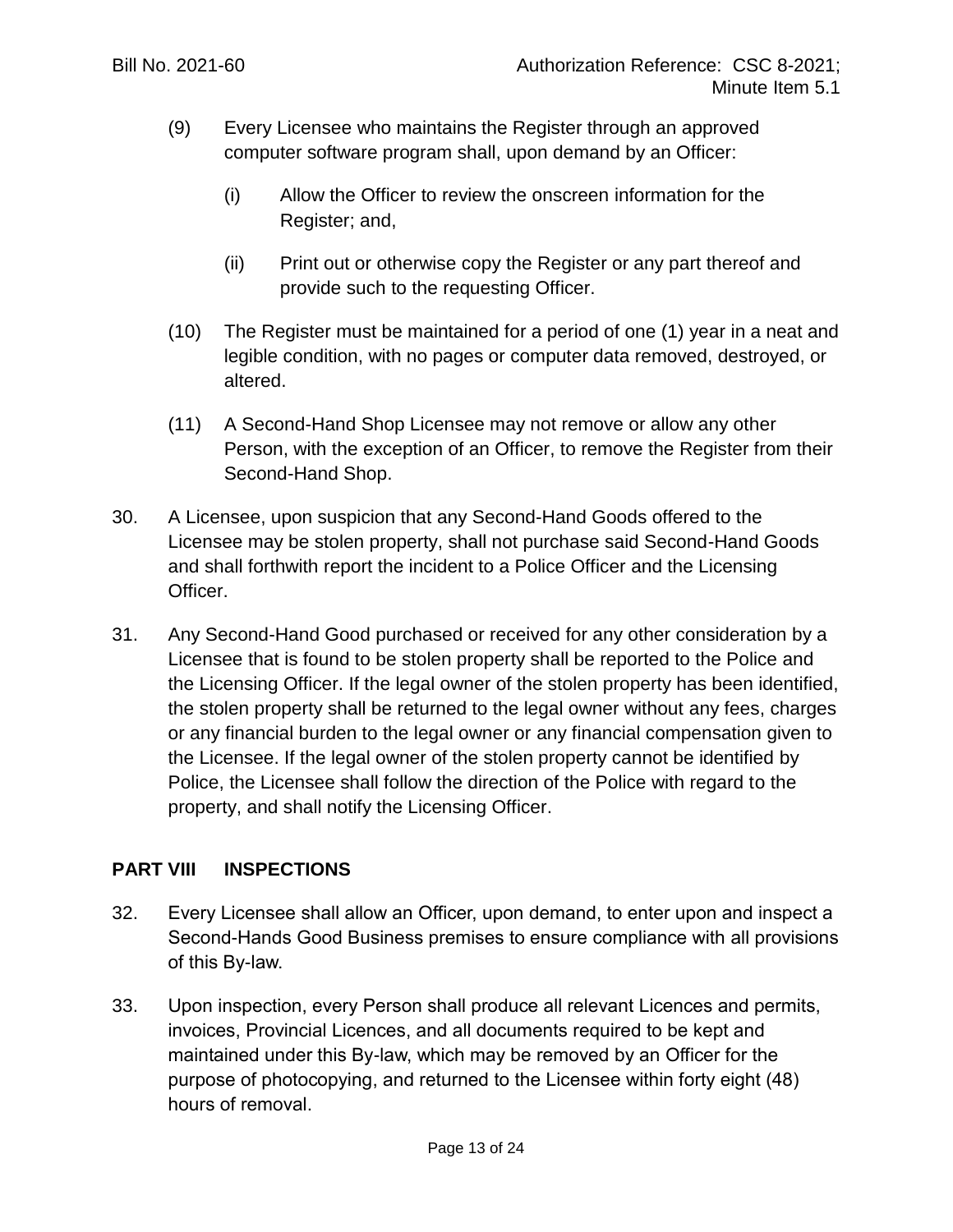(9) Every Licensee who maintains the Register through an approved computer software program shall, upon demand by an Officer:

   (i) Allow the Officer to review the onscreen information for the Register; and,

   (ii) Print out or otherwise copy the Register or any part thereof and provide such to the requesting Officer.

(10) The Register must be maintained for a period of one (1) year in a neat and legible condition, with no pages or computer data removed, destroyed, or altered.

(11) A Second-Hand Shop Licensee may not remove or allow any other Person, with the exception of an Officer, to remove the Register from their Second-Hand Shop.

30. A Licensee, upon suspicion that any Second-Hand Goods offered to the Licensee may be stolen property, shall not purchase said Second-Hand Goods and shall forthwith report the incident to a Police Officer and the Licensing Officer.

31. Any Second-Hand Good purchased or received for any other consideration by a Licensee that is found to be stolen property shall be reported to the Police and the Licensing Officer. If the legal owner of the stolen property has been identified, the stolen property shall be returned to the legal owner without any fees, charges or any financial burden to the legal owner or any financial compensation given to the Licensee. If the legal owner of the stolen property cannot be identified by Police, the Licensee shall follow the direction of the Police with regard to the property, and shall notify the Licensing Officer.

## PART VIII INSPECTIONS

32. Every Licensee shall allow an Officer, upon demand, to enter upon and inspect a Second-Hands Good Business premises to ensure compliance with all provisions of this By-law.

33. Upon inspection, every Person shall produce all relevant Licences and permits, invoices, Provincial Licences, and all documents required to be kept and maintained under this By-law, which may be removed by an Officer for the purpose of photocopying, and returned to the Licensee within forty eight (48) hours of removal.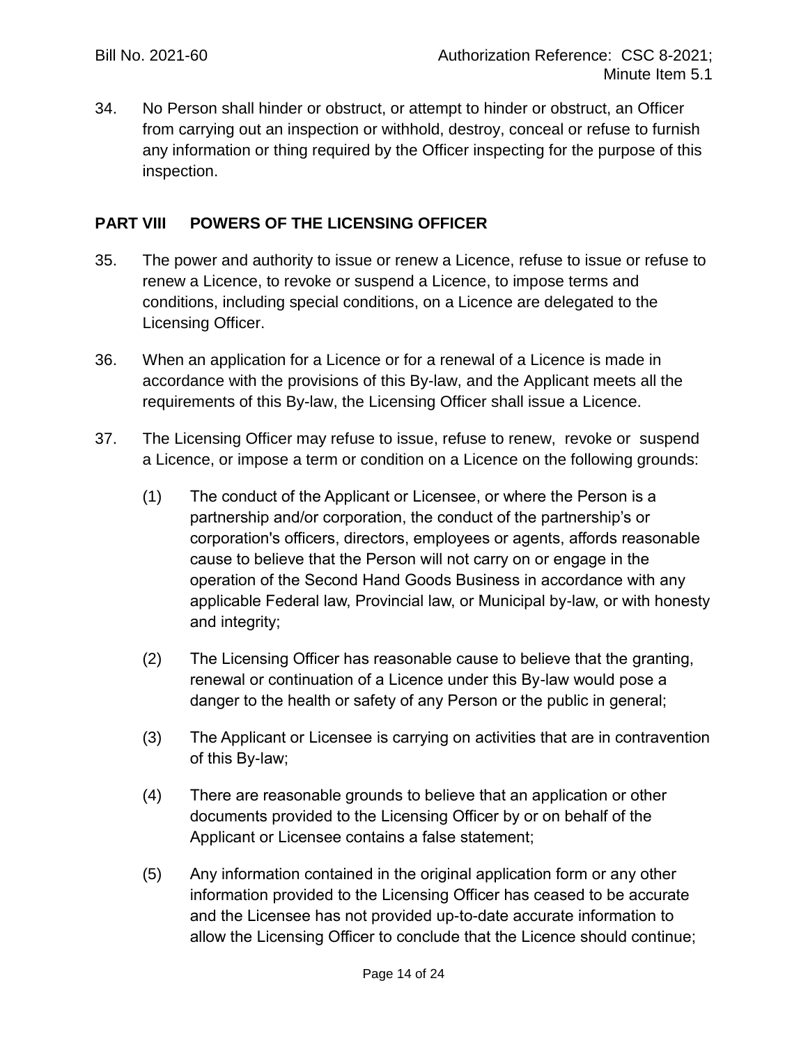34. No Person shall hinder or obstruct, or attempt to hinder or obstruct, an Officer from carrying out an inspection or withhold, destroy, conceal or refuse to furnish any information or thing required by the Officer inspecting for the purpose of this inspection.

## PART VIII POWERS OF THE LICENSING OFFICER

35. The power and authority to issue or renew a Licence, refuse to issue or refuse to renew a Licence, to revoke or suspend a Licence, to impose terms and conditions, including special conditions, on a Licence are delegated to the Licensing Officer.

36. When an application for a Licence or for a renewal of a Licence is made in accordance with the provisions of this By-law, and the Applicant meets all the requirements of this By-law, the Licensing Officer shall issue a Licence.

37. The Licensing Officer may refuse to issue, refuse to renew, revoke or suspend a Licence, or impose a term or condition on a Licence on the following grounds:

    (1) The conduct of the Applicant or Licensee, or where the Person is a partnership and/or corporation, the conduct of the partnership's or corporation's officers, directors, employees or agents, affords reasonable cause to believe that the Person will not carry on or engage in the operation of the Second Hand Goods Business in accordance with any applicable Federal law, Provincial law, or Municipal by-law, or with honesty and integrity;

    (2) The Licensing Officer has reasonable cause to believe that the granting, renewal or continuation of a Licence under this By-law would pose a danger to the health or safety of any Person or the public in general;

    (3) The Applicant or Licensee is carrying on activities that are in contravention of this By-law;

    (4) There are reasonable grounds to believe that an application or other documents provided to the Licensing Officer by or on behalf of the Applicant or Licensee contains a false statement;

    (5) Any information contained in the original application form or any other information provided to the Licensing Officer has ceased to be accurate and the Licensee has not provided up-to-date accurate information to allow the Licensing Officer to conclude that the Licence should continue;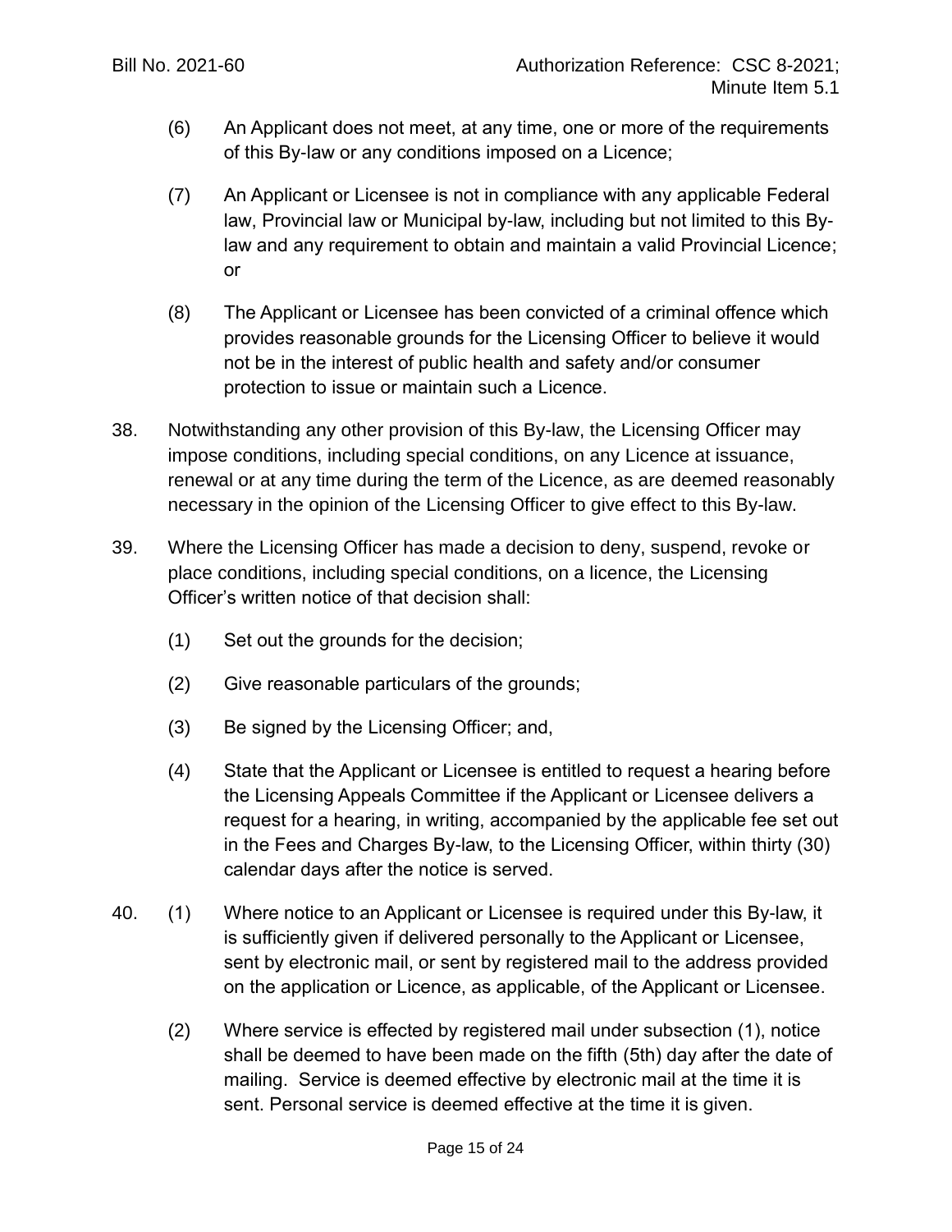(6) An Applicant does not meet, at any time, one or more of the requirements of this By-law or any conditions imposed on a Licence;

(7) An Applicant or Licensee is not in compliance with any applicable Federal law, Provincial law or Municipal by-law, including but not limited to this By-law and any requirement to obtain and maintain a valid Provincial Licence; or

(8) The Applicant or Licensee has been convicted of a criminal offence which provides reasonable grounds for the Licensing Officer to believe it would not be in the interest of public health and safety and/or consumer protection to issue or maintain such a Licence.

38. Notwithstanding any other provision of this By-law, the Licensing Officer may impose conditions, including special conditions, on any Licence at issuance, renewal or at any time during the term of the Licence, as are deemed reasonably necessary in the opinion of the Licensing Officer to give effect to this By-law.

39. Where the Licensing Officer has made a decision to deny, suspend, revoke or place conditions, including special conditions, on a licence, the Licensing Officer's written notice of that decision shall:

(1) Set out the grounds for the decision;

(2) Give reasonable particulars of the grounds;

(3) Be signed by the Licensing Officer; and,

(4) State that the Applicant or Licensee is entitled to request a hearing before the Licensing Appeals Committee if the Applicant or Licensee delivers a request for a hearing, in writing, accompanied by the applicable fee set out in the Fees and Charges By-law, to the Licensing Officer, within thirty (30) calendar days after the notice is served.

40. (1) Where notice to an Applicant or Licensee is required under this By-law, it is sufficiently given if delivered personally to the Applicant or Licensee, sent by electronic mail, or sent by registered mail to the address provided on the application or Licence, as applicable, of the Applicant or Licensee.

(2) Where service is effected by registered mail under subsection (1), notice shall be deemed to have been made on the fifth (5th) day after the date of mailing. Service is deemed effective by electronic mail at the time it is sent. Personal service is deemed effective at the time it is given.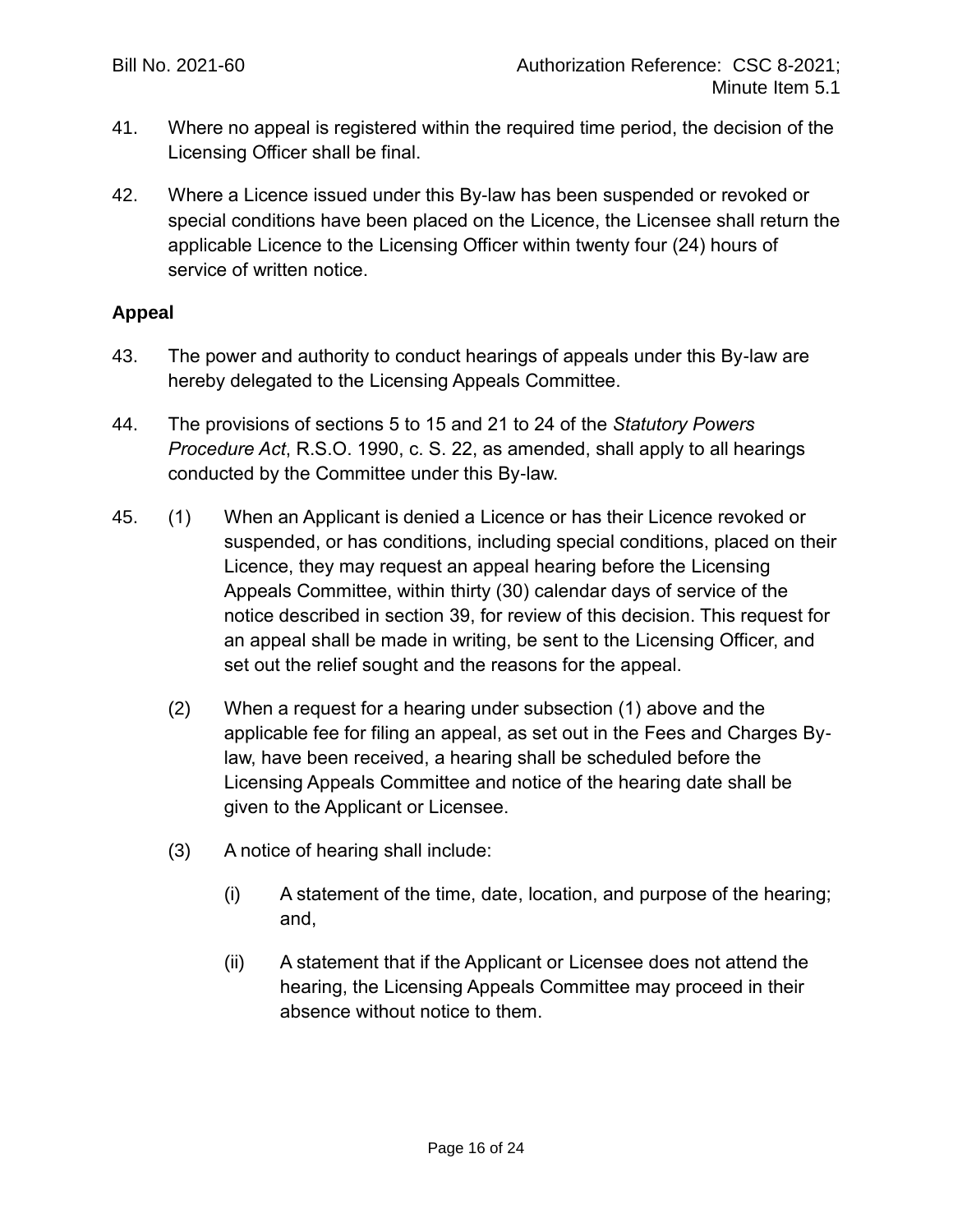41. Where no appeal is registered within the required time period, the decision of the Licensing Officer shall be final.

42. Where a Licence issued under this By-law has been suspended or revoked or special conditions have been placed on the Licence, the Licensee shall return the applicable Licence to the Licensing Officer within twenty four (24) hours of service of written notice.

**Appeal**

43. The power and authority to conduct hearings of appeals under this By-law are hereby delegated to the Licensing Appeals Committee.

44. The provisions of sections 5 to 15 and 21 to 24 of the *Statutory Powers Procedure Act*, R.S.O. 1990, c. S. 22, as amended, shall apply to all hearings conducted by the Committee under this By-law.

45. (1) When an Applicant is denied a Licence or has their Licence revoked or suspended, or has conditions, including special conditions, placed on their Licence, they may request an appeal hearing before the Licensing Appeals Committee, within thirty (30) calendar days of service of the notice described in section 39, for review of this decision. This request for an appeal shall be made in writing, be sent to the Licensing Officer, and set out the relief sought and the reasons for the appeal.

(2) When a request for a hearing under subsection (1) above and the applicable fee for filing an appeal, as set out in the Fees and Charges By-law, have been received, a hearing shall be scheduled before the Licensing Appeals Committee and notice of the hearing date shall be given to the Applicant or Licensee.

(3) A notice of hearing shall include:

(i) A statement of the time, date, location, and purpose of the hearing; and,

(ii) A statement that if the Applicant or Licensee does not attend the hearing, the Licensing Appeals Committee may proceed in their absence without notice to them.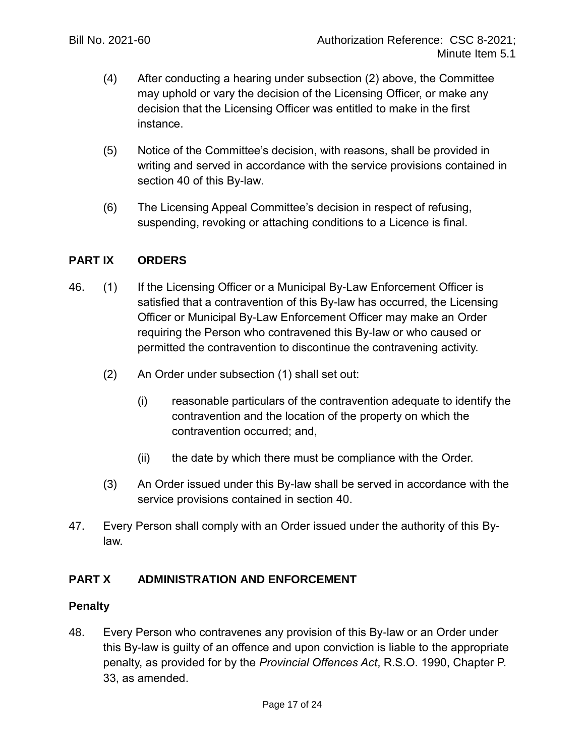(4) After conducting a hearing under subsection (2) above, the Committee may uphold or vary the decision of the Licensing Officer, or make any decision that the Licensing Officer was entitled to make in the first instance.

(5) Notice of the Committee's decision, with reasons, shall be provided in writing and served in accordance with the service provisions contained in section 40 of this By-law.

(6) The Licensing Appeal Committee's decision in respect of refusing, suspending, revoking or attaching conditions to a Licence is final.

## PART IX ORDERS

46. (1) If the Licensing Officer or a Municipal By-Law Enforcement Officer is satisfied that a contravention of this By-law has occurred, the Licensing Officer or Municipal By-Law Enforcement Officer may make an Order requiring the Person who contravened this By-law or who caused or permitted the contravention to discontinue the contravening activity.

(2) An Order under subsection (1) shall set out:

(i) reasonable particulars of the contravention adequate to identify the contravention and the location of the property on which the contravention occurred; and,

(ii) the date by which there must be compliance with the Order.

(3) An Order issued under this By-law shall be served in accordance with the service provisions contained in section 40.

47. Every Person shall comply with an Order issued under the authority of this By-law.

## PART X ADMINISTRATION AND ENFORCEMENT

### Penalty

48. Every Person who contravenes any provision of this By-law or an Order under this By-law is guilty of an offence and upon conviction is liable to the appropriate penalty, as provided for by the *Provincial Offences Act*, R.S.O. 1990, Chapter P. 33, as amended.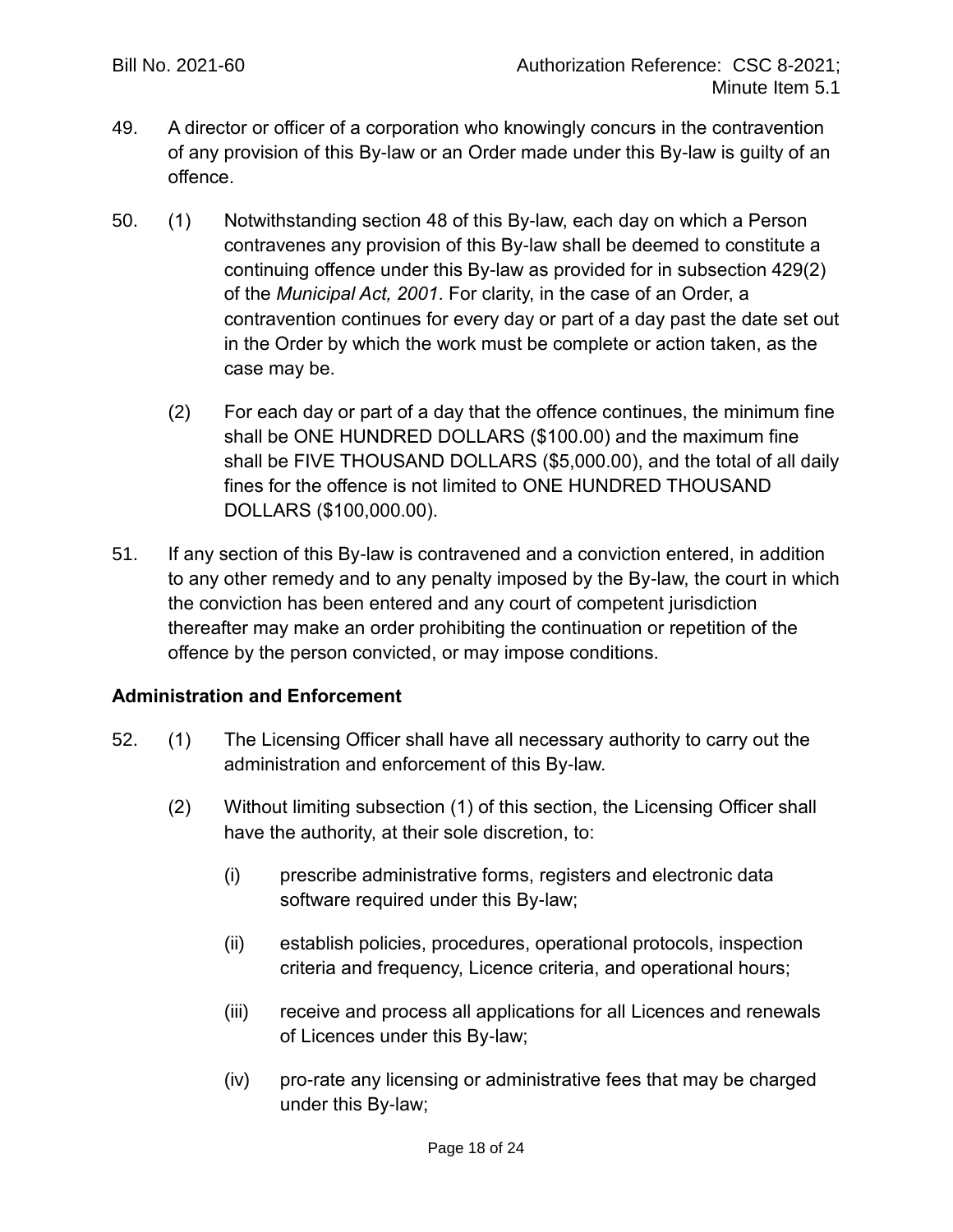49. A director or officer of a corporation who knowingly concurs in the contravention of any provision of this By-law or an Order made under this By-law is guilty of an offence.

50. (1) Notwithstanding section 48 of this By-law, each day on which a Person contravenes any provision of this By-law shall be deemed to constitute a continuing offence under this By-law as provided for in subsection 429(2) of the *Municipal Act, 2001*. For clarity, in the case of an Order, a contravention continues for every day or part of a day past the date set out in the Order by which the work must be complete or action taken, as the case may be.

(2) For each day or part of a day that the offence continues, the minimum fine shall be ONE HUNDRED DOLLARS ($100.00) and the maximum fine shall be FIVE THOUSAND DOLLARS ($5,000.00), and the total of all daily fines for the offence is not limited to ONE HUNDRED THOUSAND DOLLARS ($100,000.00).

51. If any section of this By-law is contravened and a conviction entered, in addition to any other remedy and to any penalty imposed by the By-law, the court in which the conviction has been entered and any court of competent jurisdiction thereafter may make an order prohibiting the continuation or repetition of the offence by the person convicted, or may impose conditions.

**Administration and Enforcement**

52. (1) The Licensing Officer shall have all necessary authority to carry out the administration and enforcement of this By-law.

(2) Without limiting subsection (1) of this section, the Licensing Officer shall have the authority, at their sole discretion, to:

(i) prescribe administrative forms, registers and electronic data software required under this By-law;

(ii) establish policies, procedures, operational protocols, inspection criteria and frequency, Licence criteria, and operational hours;

(iii) receive and process all applications for all Licences and renewals of Licences under this By-law;

(iv) pro-rate any licensing or administrative fees that may be charged under this By-law;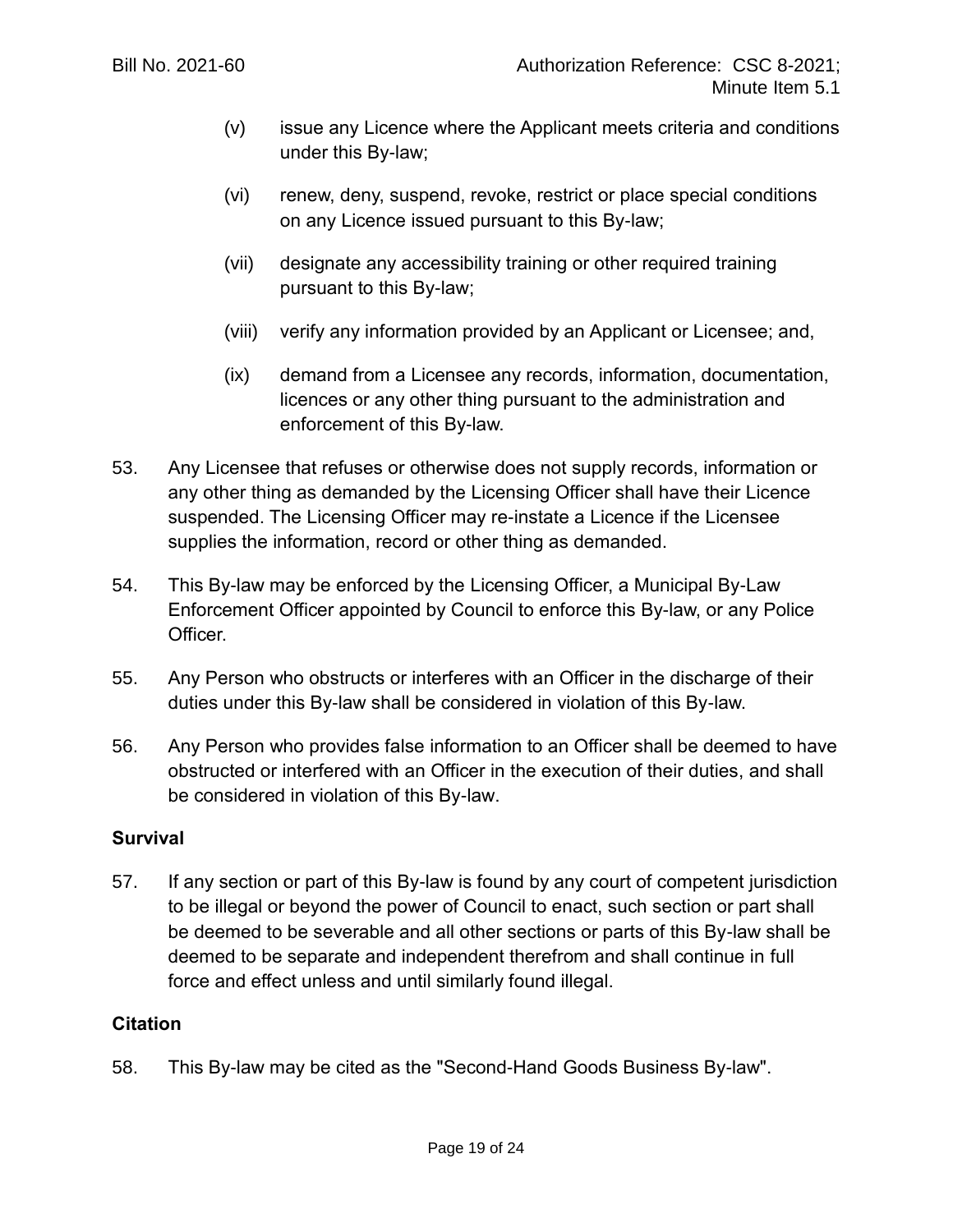(v) issue any Licence where the Applicant meets criteria and conditions under this By-law;

(vi) renew, deny, suspend, revoke, restrict or place special conditions on any Licence issued pursuant to this By-law;

(vii) designate any accessibility training or other required training pursuant to this By-law;

(viii) verify any information provided by an Applicant or Licensee; and,

(ix) demand from a Licensee any records, information, documentation, licences or any other thing pursuant to the administration and enforcement of this By-law.

53. Any Licensee that refuses or otherwise does not supply records, information or any other thing as demanded by the Licensing Officer shall have their Licence suspended. The Licensing Officer may re-instate a Licence if the Licensee supplies the information, record or other thing as demanded.

54. This By-law may be enforced by the Licensing Officer, a Municipal By-Law Enforcement Officer appointed by Council to enforce this By-law, or any Police Officer.

55. Any Person who obstructs or interferes with an Officer in the discharge of their duties under this By-law shall be considered in violation of this By-law.

56. Any Person who provides false information to an Officer shall be deemed to have obstructed or interfered with an Officer in the execution of their duties, and shall be considered in violation of this By-law.

**Survival**

57. If any section or part of this By-law is found by any court of competent jurisdiction to be illegal or beyond the power of Council to enact, such section or part shall be deemed to be severable and all other sections or parts of this By-law shall be deemed to be separate and independent therefrom and shall continue in full force and effect unless and until similarly found illegal.

**Citation**

58. This By-law may be cited as the "Second-Hand Goods Business By-law".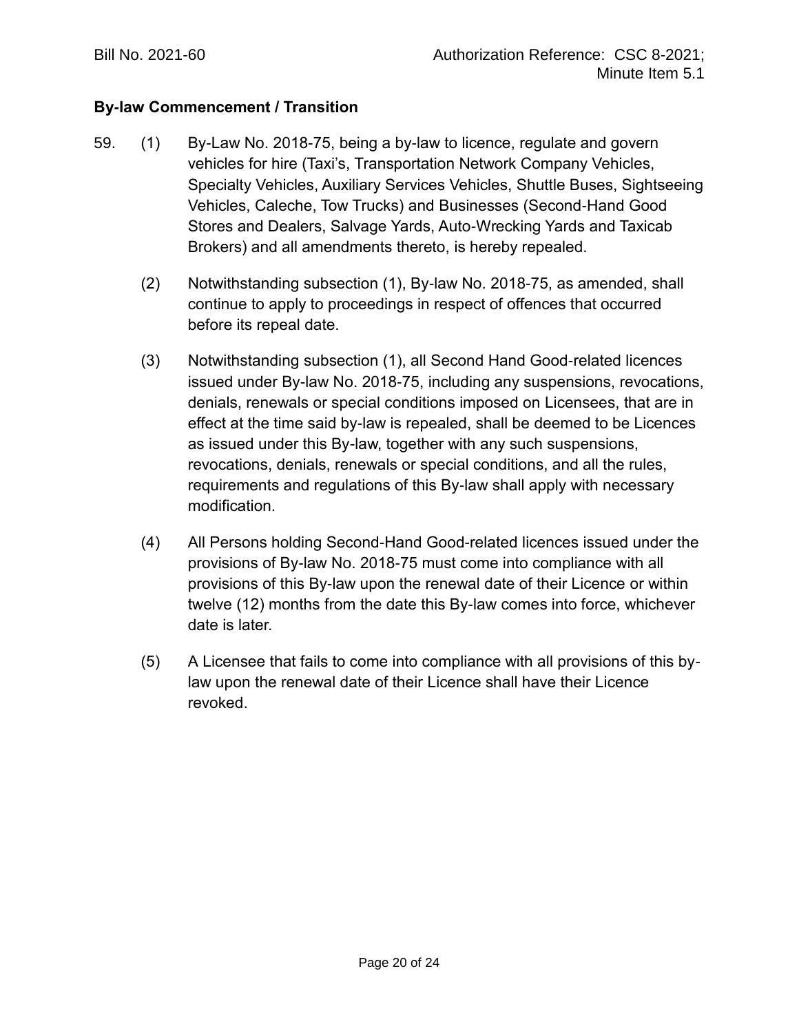Bill No. 2021-60 Authorization Reference: CSC 8-2021; Minute Item 5.1

**By-law Commencement / Transition**

59. (1) By-Law No. 2018-75, being a by-law to licence, regulate and govern vehicles for hire (Taxi's, Transportation Network Company Vehicles, Specialty Vehicles, Auxiliary Services Vehicles, Shuttle Buses, Sightseeing Vehicles, Caleche, Tow Trucks) and Businesses (Second-Hand Good Stores and Dealers, Salvage Yards, Auto-Wrecking Yards and Taxicab Brokers) and all amendments thereto, is hereby repealed.

(2) Notwithstanding subsection (1), By-law No. 2018-75, as amended, shall continue to apply to proceedings in respect of offences that occurred before its repeal date.

(3) Notwithstanding subsection (1), all Second Hand Good-related licences issued under By-law No. 2018-75, including any suspensions, revocations, denials, renewals or special conditions imposed on Licensees, that are in effect at the time said by-law is repealed, shall be deemed to be Licences as issued under this By-law, together with any such suspensions, revocations, denials, renewals or special conditions, and all the rules, requirements and regulations of this By-law shall apply with necessary modification.

(4) All Persons holding Second-Hand Good-related licences issued under the provisions of By-law No. 2018-75 must come into compliance with all provisions of this By-law upon the renewal date of their Licence or within twelve (12) months from the date this By-law comes into force, whichever date is later.

(5) A Licensee that fails to come into compliance with all provisions of this by-law upon the renewal date of their Licence shall have their Licence revoked.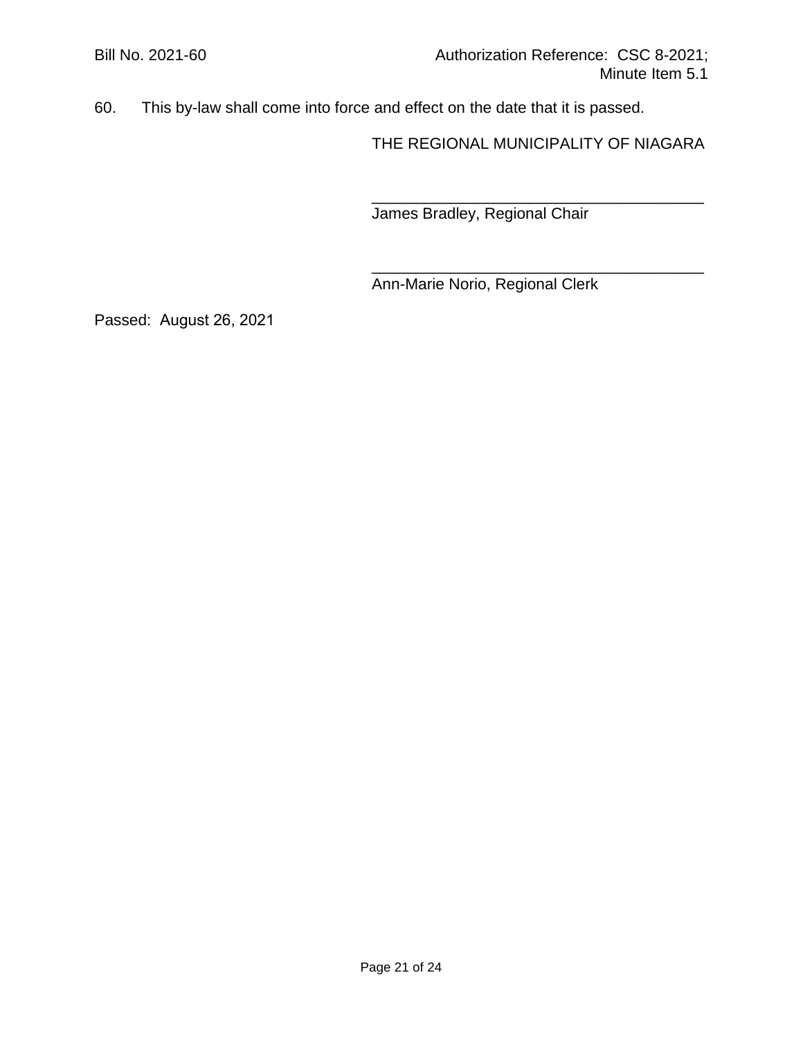Bill No. 2021-60 Authorization Reference: CSC 8-2021; Minute Item 5.1

60. This by-law shall come into force and effect on the date that it is passed.

THE REGIONAL MUNICIPALITY OF NIAGARA

\_\_\_\_\_\_\_\_\_\_\_\_\_\_\_\_\_\_\_\_\_\_\_\_\_\_\_\_\_\_\_\_\_\_\_\_\_\_
James Bradley, Regional Chair

\_\_\_\_\_\_\_\_\_\_\_\_\_\_\_\_\_\_\_\_\_\_\_\_\_\_\_\_\_\_\_\_\_\_\_\_\_\_
Ann-Marie Norio, Regional Clerk

Passed: August 26, 2021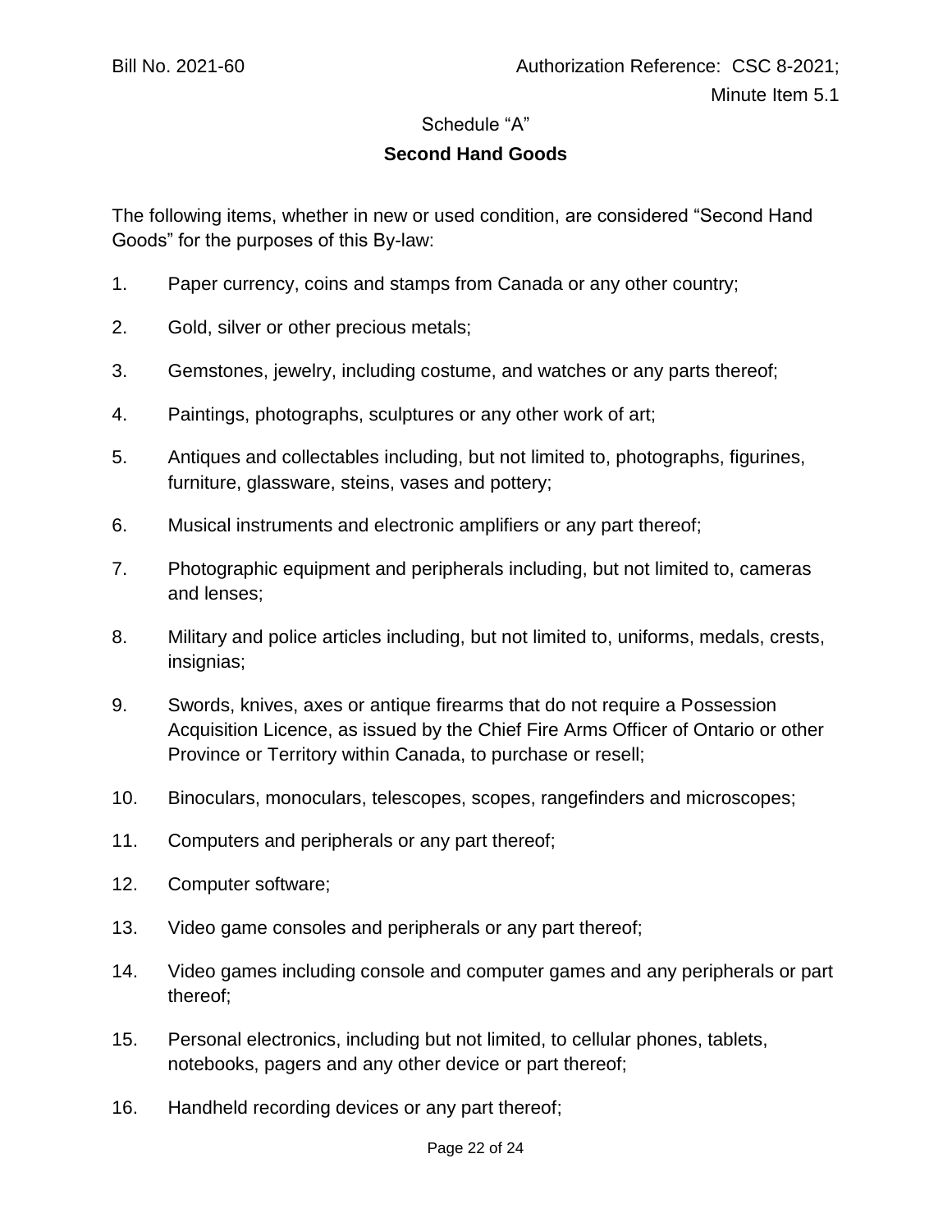Bill No. 2021-60 Authorization Reference: CSC 8-2021; Minute Item 5.1

Schedule "A"

**Second Hand Goods**

The following items, whether in new or used condition, are considered "Second Hand Goods" for the purposes of this By-law:

1. Paper currency, coins and stamps from Canada or any other country;
2. Gold, silver or other precious metals;
3. Gemstones, jewelry, including costume, and watches or any parts thereof;
4. Paintings, photographs, sculptures or any other work of art;
5. Antiques and collectables including, but not limited to, photographs, figurines, furniture, glassware, steins, vases and pottery;
6. Musical instruments and electronic amplifiers or any part thereof;
7. Photographic equipment and peripherals including, but not limited to, cameras and lenses;
8. Military and police articles including, but not limited to, uniforms, medals, crests, insignias;
9. Swords, knives, axes or antique firearms that do not require a Possession Acquisition Licence, as issued by the Chief Fire Arms Officer of Ontario or other Province or Territory within Canada, to purchase or resell;
10. Binoculars, monoculars, telescopes, scopes, rangefinders and microscopes;
11. Computers and peripherals or any part thereof;
12. Computer software;
13. Video game consoles and peripherals or any part thereof;
14. Video games including console and computer games and any peripherals or part thereof;
15. Personal electronics, including but not limited, to cellular phones, tablets, notebooks, pagers and any other device or part thereof;
16. Handheld recording devices or any part thereof;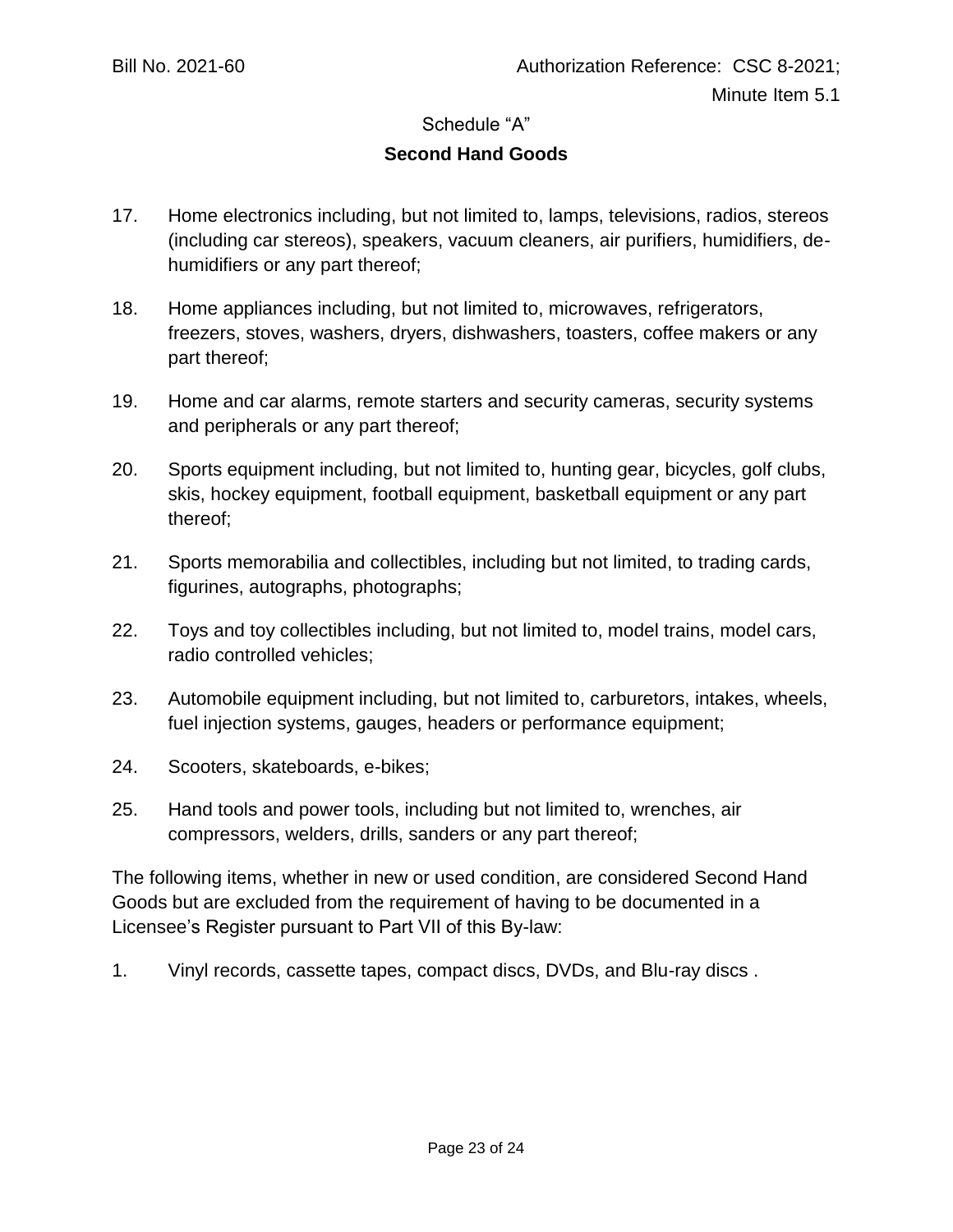Schedule "A"

**Second Hand Goods**

17. Home electronics including, but not limited to, lamps, televisions, radios, stereos (including car stereos), speakers, vacuum cleaners, air purifiers, humidifiers, de-humidifiers or any part thereof;

18. Home appliances including, but not limited to, microwaves, refrigerators, freezers, stoves, washers, dryers, dishwashers, toasters, coffee makers or any part thereof;

19. Home and car alarms, remote starters and security cameras, security systems and peripherals or any part thereof;

20. Sports equipment including, but not limited to, hunting gear, bicycles, golf clubs, skis, hockey equipment, football equipment, basketball equipment or any part thereof;

21. Sports memorabilia and collectibles, including but not limited, to trading cards, figurines, autographs, photographs;

22. Toys and toy collectibles including, but not limited to, model trains, model cars, radio controlled vehicles;

23. Automobile equipment including, but not limited to, carburetors, intakes, wheels, fuel injection systems, gauges, headers or performance equipment;

24. Scooters, skateboards, e-bikes;

25. Hand tools and power tools, including but not limited to, wrenches, air compressors, welders, drills, sanders or any part thereof;

The following items, whether in new or used condition, are considered Second Hand Goods but are excluded from the requirement of having to be documented in a Licensee's Register pursuant to Part VII of this By-law:

1. Vinyl records, cassette tapes, compact discs, DVDs, and Blu-ray discs .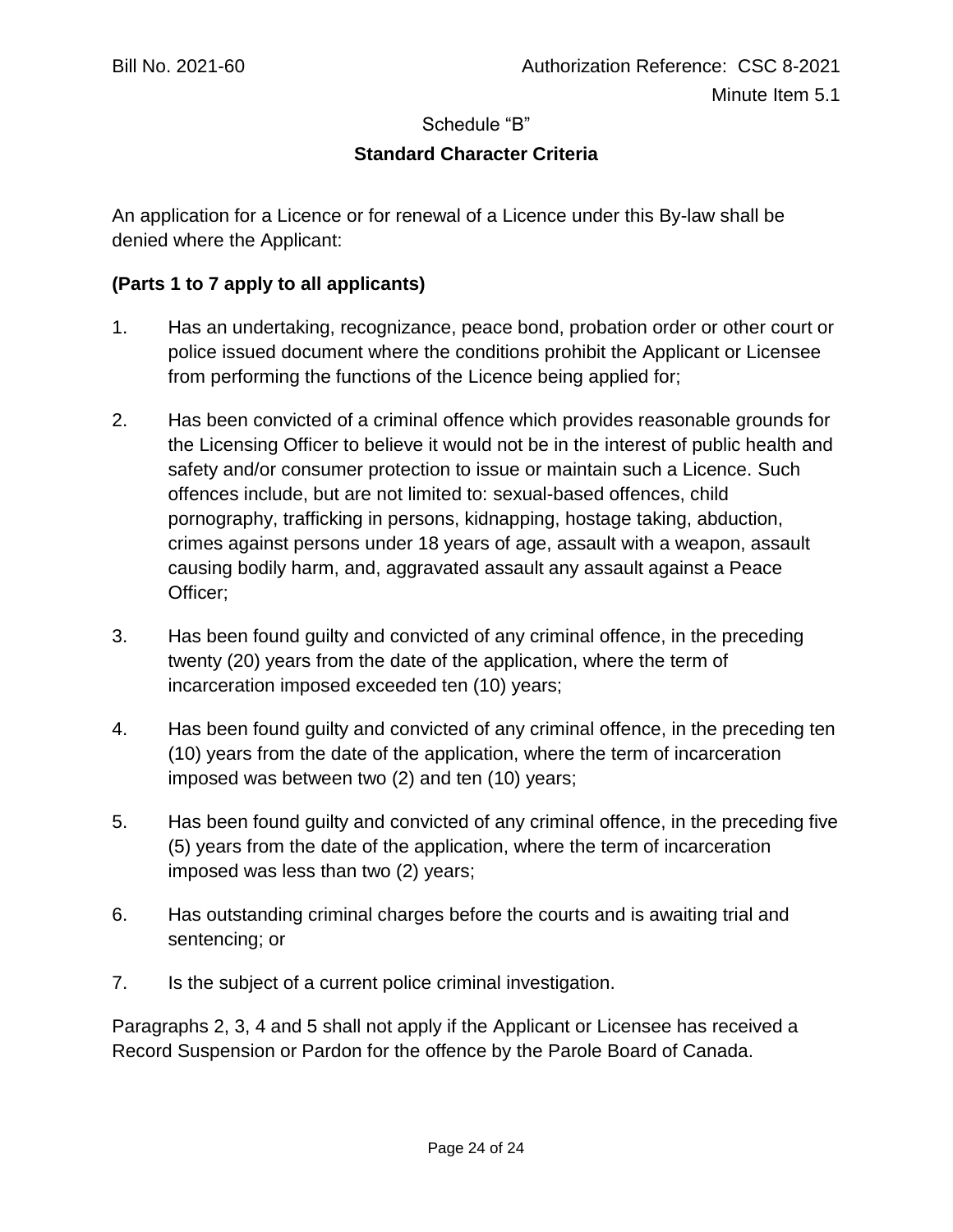Bill No. 2021-60 Authorization Reference: CSC 8-2021

Minute Item 5.1

Schedule "B"

## Standard Character Criteria

An application for a Licence or for renewal of a Licence under this By-law shall be denied where the Applicant:

**(Parts 1 to 7 apply to all applicants)**

1. Has an undertaking, recognizance, peace bond, probation order or other court or police issued document where the conditions prohibit the Applicant or Licensee from performing the functions of the Licence being applied for;

2. Has been convicted of a criminal offence which provides reasonable grounds for the Licensing Officer to believe it would not be in the interest of public health and safety and/or consumer protection to issue or maintain such a Licence. Such offences include, but are not limited to: sexual-based offences, child pornography, trafficking in persons, kidnapping, hostage taking, abduction, crimes against persons under 18 years of age, assault with a weapon, assault causing bodily harm, and, aggravated assault any assault against a Peace Officer;

3. Has been found guilty and convicted of any criminal offence, in the preceding twenty (20) years from the date of the application, where the term of incarceration imposed exceeded ten (10) years;

4. Has been found guilty and convicted of any criminal offence, in the preceding ten (10) years from the date of the application, where the term of incarceration imposed was between two (2) and ten (10) years;

5. Has been found guilty and convicted of any criminal offence, in the preceding five (5) years from the date of the application, where the term of incarceration imposed was less than two (2) years;

6. Has outstanding criminal charges before the courts and is awaiting trial and sentencing; or

7. Is the subject of a current police criminal investigation.

Paragraphs 2, 3, 4 and 5 shall not apply if the Applicant or Licensee has received a Record Suspension or Pardon for the offence by the Parole Board of Canada.